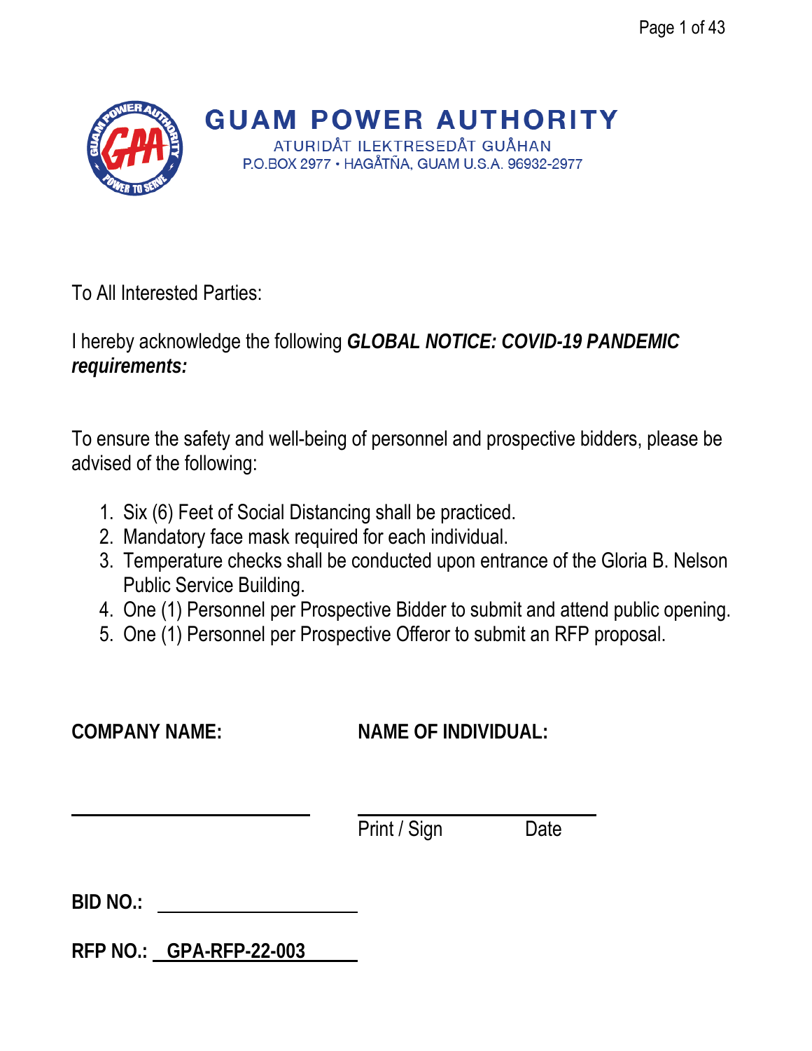# GUAM POWER AUTHORITY

ATURIDÅT ILEKTRESEDÅT GUÅHAN
P.O.BOX 2977 • HAGÅTÑA, GUAM U.S.A. 96932-2977

To All Interested Parties:

I hereby acknowledge the following ***GLOBAL NOTICE: COVID-19 PANDEMIC requirements:***

To ensure the safety and well-being of personnel and prospective bidders, please be advised of the following:

1. Six (6) Feet of Social Distancing shall be practiced.
2. Mandatory face mask required for each individual.
3. Temperature checks shall be conducted upon entrance of the Gloria B. Nelson Public Service Building.
4. One (1) Personnel per Prospective Bidder to submit and attend public opening.
5. One (1) Personnel per Prospective Offeror to submit an RFP proposal.

**COMPANY NAME:** ______________________

**NAME OF INDIVIDUAL:** ______________________
Print / Sign          Date

**BID NO.:** ______________________

**RFP NO.:** GPA-RFP-22-003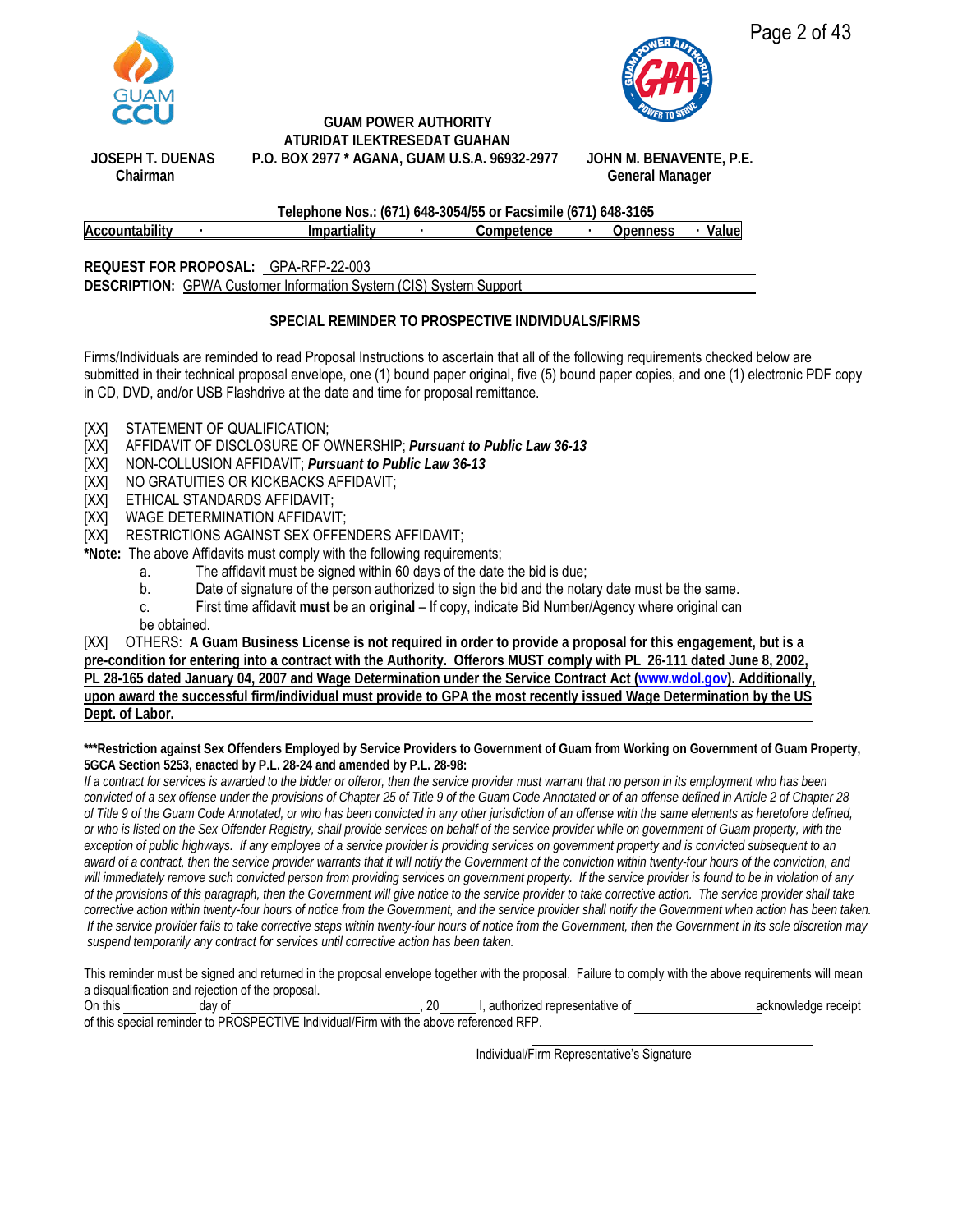GUAM POWER AUTHORITY
ATURIDAT ILEKTRESEDAT GUAHAN
P.O. BOX 2977 * AGANA, GUAM U.S.A. 96932-2977

JOSEPH T. DUENAS
Chairman

JOHN M. BENAVENTE, P.E.
General Manager

Telephone Nos.: (671) 648-3054/55 or Facsimile (671) 648-3165

Accountability · Impartiality · Competence · Openness · Value

**REQUEST FOR PROPOSAL:** GPA-RFP-22-003
**DESCRIPTION:** GPWA Customer Information System (CIS) System Support

## SPECIAL REMINDER TO PROSPECTIVE INDIVIDUALS/FIRMS

Firms/Individuals are reminded to read Proposal Instructions to ascertain that all of the following requirements checked below are submitted in their technical proposal envelope, one (1) bound paper original, five (5) bound paper copies, and one (1) electronic PDF copy in CD, DVD, and/or USB Flashdrive at the date and time for proposal remittance.

[XX] STATEMENT OF QUALIFICATION;
[XX] AFFIDAVIT OF DISCLOSURE OF OWNERSHIP; ***Pursuant to Public Law 36-13***
[XX] NON-COLLUSION AFFIDAVIT; ***Pursuant to Public Law 36-13***
[XX] NO GRATUITIES OR KICKBACKS AFFIDAVIT;
[XX] ETHICAL STANDARDS AFFIDAVIT;
[XX] WAGE DETERMINATION AFFIDAVIT;
[XX] RESTRICTIONS AGAINST SEX OFFENDERS AFFIDAVIT;

***Note:** The above Affidavits must comply with the following requirements;

a. The affidavit must be signed within 60 days of the date the bid is due;
b. Date of signature of the person authorized to sign the bid and the notary date must be the same.
c. First time affidavit **must** be an **original** – If copy, indicate Bid Number/Agency where original can be obtained.

[XX] OTHERS: **A Guam Business License is not required in order to provide a proposal for this engagement, but is a pre-condition for entering into a contract with the Authority. Offerors MUST comply with PL 26-111 dated June 8, 2002, PL 28-165 dated January 04, 2007 and Wage Determination under the Service Contract Act (www.wdol.gov). Additionally, upon award the successful firm/individual must provide to GPA the most recently issued Wage Determination by the US Dept. of Labor.**

**\*\*\*Restriction against Sex Offenders Employed by Service Providers to Government of Guam from Working on Government of Guam Property, 5GCA Section 5253, enacted by P.L. 28-24 and amended by P.L. 28-98:**

*If a contract for services is awarded to the bidder or offeror, then the service provider must warrant that no person in its employment who has been convicted of a sex offense under the provisions of Chapter 25 of Title 9 of the Guam Code Annotated or of an offense defined in Article 2 of Chapter 28 of Title 9 of the Guam Code Annotated, or who has been convicted in any other jurisdiction of an offense with the same elements as heretofore defined, or who is listed on the Sex Offender Registry, shall provide services on behalf of the service provider while on government of Guam property, with the exception of public highways. If any employee of a service provider is providing services on government property and is convicted subsequent to an award of a contract, then the service provider warrants that it will notify the Government of the conviction within twenty-four hours of the conviction, and will immediately remove such convicted person from providing services on government property. If the service provider is found to be in violation of any of the provisions of this paragraph, then the Government will give notice to the service provider to take corrective action. The service provider shall take corrective action within twenty-four hours of notice from the Government, and the service provider shall notify the Government when action has been taken. If the service provider fails to take corrective steps within twenty-four hours of notice from the Government, then the Government in its sole discretion may suspend temporarily any contract for services until corrective action has been taken.*

This reminder must be signed and returned in the proposal envelope together with the proposal. Failure to comply with the above requirements will mean a disqualification and rejection of the proposal.

On this ____________ day of ____________________________, 20______ I, authorized representative of ____________________ acknowledge receipt of this special reminder to PROSPECTIVE Individual/Firm with the above referenced RFP.

______________________________
Individual/Firm Representative's Signature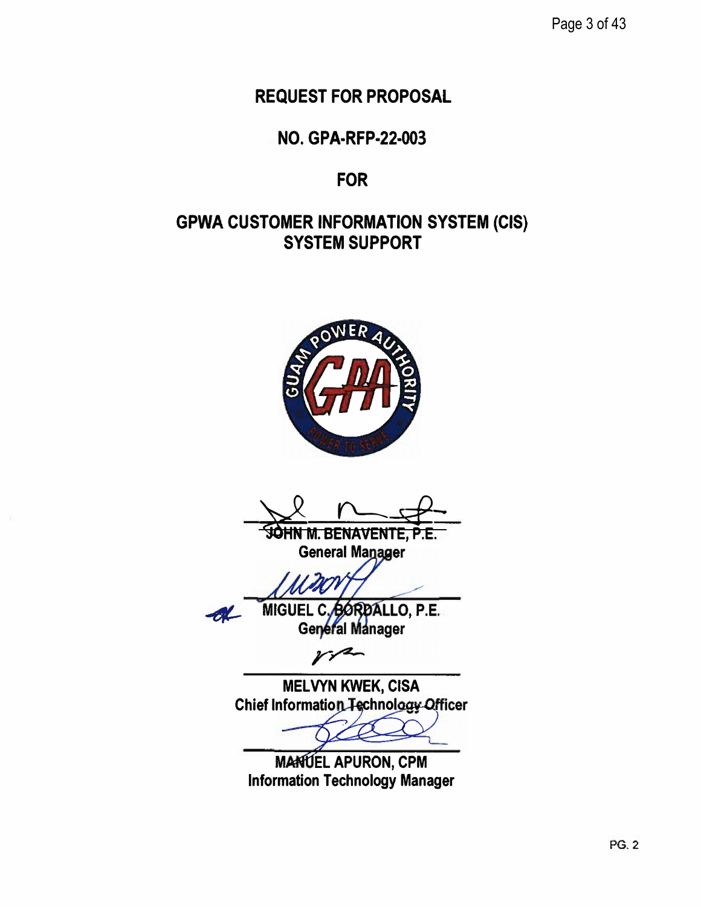# REQUEST FOR PROPOSAL

# NO. GPA-RFP-22-003

# FOR

# GPWA CUSTOMER INFORMATION SYSTEM (CIS) SYSTEM SUPPORT

**JOHN M. BENAVENTE, P.E.**
**General Manager**

**MIGUEL C. BORDALLO, P.E.**
**General Manager**

**MELVYN KWEK, CISA**
**Chief Information Technology Officer**

**MANUEL APURON, CPM**
**Information Technology Manager**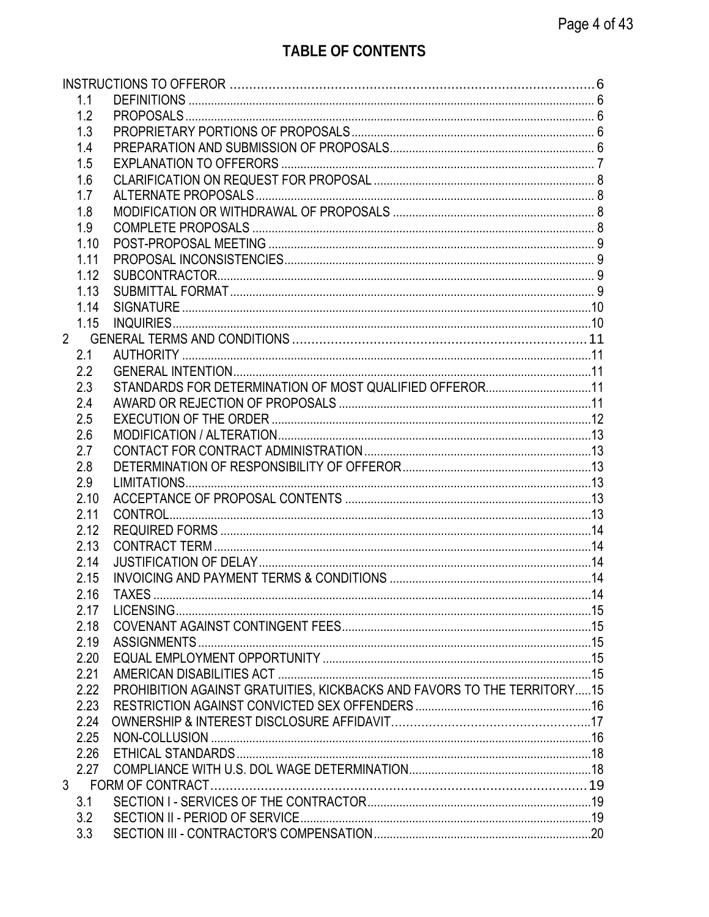## TABLE OF CONTENTS

INSTRUCTIONS TO OFFEROR ................................................ 6

- 1.1 DEFINITIONS ................................................ 6
- 1.2 PROPOSALS ................................................ 6
- 1.3 PROPRIETARY PORTIONS OF PROPOSALS ................................................ 6
- 1.4 PREPARATION AND SUBMISSION OF PROPOSALS ................................................ 6
- 1.5 EXPLANATION TO OFFERORS ................................................ 7
- 1.6 CLARIFICATION ON REQUEST FOR PROPOSAL ................................................ 8
- 1.7 ALTERNATE PROPOSALS ................................................ 8
- 1.8 MODIFICATION OR WITHDRAWAL OF PROPOSALS ................................................ 8
- 1.9 COMPLETE PROPOSALS ................................................ 8
- 1.10 POST-PROPOSAL MEETING ................................................ 9
- 1.11 PROPOSAL INCONSISTENCIES ................................................ 9
- 1.12 SUBCONTRACTOR ................................................ 9
- 1.13 SUBMITTAL FORMAT ................................................ 9
- 1.14 SIGNATURE ................................................ 10
- 1.15 INQUIRIES ................................................ 10

2 GENERAL TERMS AND CONDITIONS ................................................ 11

- 2.1 AUTHORITY ................................................ 11
- 2.2 GENERAL INTENTION ................................................ 11
- 2.3 STANDARDS FOR DETERMINATION OF MOST QUALIFIED OFFEROR ................................................ 11
- 2.4 AWARD OR REJECTION OF PROPOSALS ................................................ 11
- 2.5 EXECUTION OF THE ORDER ................................................ 12
- 2.6 MODIFICATION / ALTERATION ................................................ 13
- 2.7 CONTACT FOR CONTRACT ADMINISTRATION ................................................ 13
- 2.8 DETERMINATION OF RESPONSIBILITY OF OFFEROR ................................................ 13
- 2.9 LIMITATIONS ................................................ 13
- 2.10 ACCEPTANCE OF PROPOSAL CONTENTS ................................................ 13
- 2.11 CONTROL ................................................ 13
- 2.12 REQUIRED FORMS ................................................ 14
- 2.13 CONTRACT TERM ................................................ 14
- 2.14 JUSTIFICATION OF DELAY ................................................ 14
- 2.15 INVOICING AND PAYMENT TERMS & CONDITIONS ................................................ 14
- 2.16 TAXES ................................................ 14
- 2.17 LICENSING ................................................ 15
- 2.18 COVENANT AGAINST CONTINGENT FEES ................................................ 15
- 2.19 ASSIGNMENTS ................................................ 15
- 2.20 EQUAL EMPLOYMENT OPPORTUNITY ................................................ 15
- 2.21 AMERICAN DISABILITIES ACT ................................................ 15
- 2.22 PROHIBITION AGAINST GRATUITIES, KICKBACKS AND FAVORS TO THE TERRITORY ..... 15
- 2.23 RESTRICTION AGAINST CONVICTED SEX OFFENDERS ................................................ 16
- 2.24 OWNERSHIP & INTEREST DISCLOSURE AFFIDAVIT ................................................ 17
- 2.25 NON-COLLUSION ................................................ 16
- 2.26 ETHICAL STANDARDS ................................................ 18
- 2.27 COMPLIANCE WITH U.S. DOL WAGE DETERMINATION ................................................ 18

3 FORM OF CONTRACT ................................................ 19

- 3.1 SECTION I - SERVICES OF THE CONTRACTOR ................................................ 19
- 3.2 SECTION II - PERIOD OF SERVICE ................................................ 19
- 3.3 SECTION III - CONTRACTOR'S COMPENSATION ................................................ 20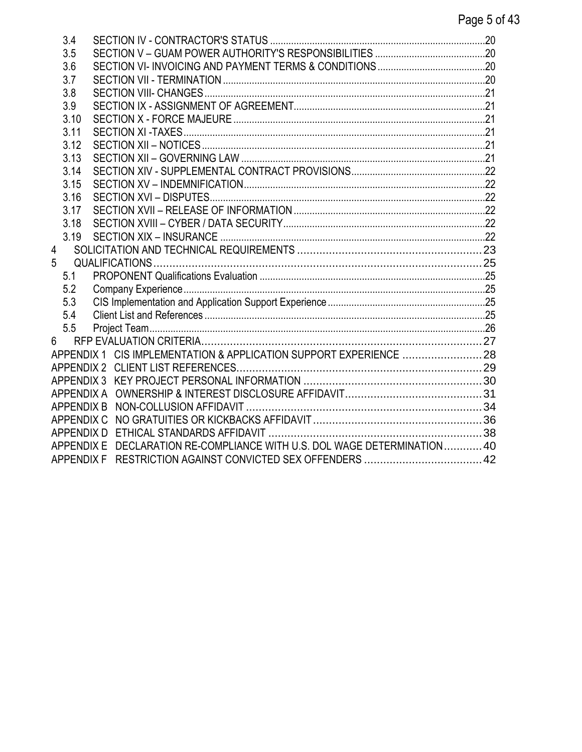| | | |
|---|---|---|
| 3.4 | SECTION IV - CONTRACTOR'S STATUS | 20 |
| 3.5 | SECTION V – GUAM POWER AUTHORITY'S RESPONSIBILITIES | 20 |
| 3.6 | SECTION VI- INVOICING AND PAYMENT TERMS & CONDITIONS | 20 |
| 3.7 | SECTION VII - TERMINATION | 20 |
| 3.8 | SECTION VIII- CHANGES | 21 |
| 3.9 | SECTION IX - ASSIGNMENT OF AGREEMENT | 21 |
| 3.10 | SECTION X - FORCE MAJEURE | 21 |
| 3.11 | SECTION XI -TAXES | 21 |
| 3.12 | SECTION XII – NOTICES | 21 |
| 3.13 | SECTION XII – GOVERNING LAW | 21 |
| 3.14 | SECTION XIV - SUPPLEMENTAL CONTRACT PROVISIONS | 22 |
| 3.15 | SECTION XV – INDEMNIFICATION | 22 |
| 3.16 | SECTION XVI – DISPUTES | 22 |
| 3.17 | SECTION XVII – RELEASE OF INFORMATION | 22 |
| 3.18 | SECTION XVIII – CYBER / DATA SECURITY | 22 |
| 3.19 | SECTION XIX – INSURANCE | 22 |
| 4 | SOLICITATION AND TECHNICAL REQUIREMENTS | 23 |
| 5 | QUALIFICATIONS | 25 |
| 5.1 | PROPONENT Qualifications Evaluation | 25 |
| 5.2 | Company Experience | 25 |
| 5.3 | CIS Implementation and Application Support Experience | 25 |
| 5.4 | Client List and References | 25 |
| 5.5 | Project Team | 26 |
| 6 | RFP EVALUATION CRITERIA | 27 |
| APPENDIX 1 | CIS IMPLEMENTATION & APPLICATION SUPPORT EXPERIENCE | 28 |
| APPENDIX 2 | CLIENT LIST REFERENCES | 29 |
| APPENDIX 3 | KEY PROJECT PERSONAL INFORMATION | 30 |
| APPENDIX A | OWNERSHIP & INTEREST DISCLOSURE AFFIDAVIT | 31 |
| APPENDIX B | NON-COLLUSION AFFIDAVIT | 34 |
| APPENDIX C | NO GRATUITIES OR KICKBACKS AFFIDAVIT | 36 |
| APPENDIX D | ETHICAL STANDARDS AFFIDAVIT | 38 |
| APPENDIX E | DECLARATION RE-COMPLIANCE WITH U.S. DOL WAGE DETERMINATION | 40 |
| APPENDIX F | RESTRICTION AGAINST CONVICTED SEX OFFENDERS | 42 |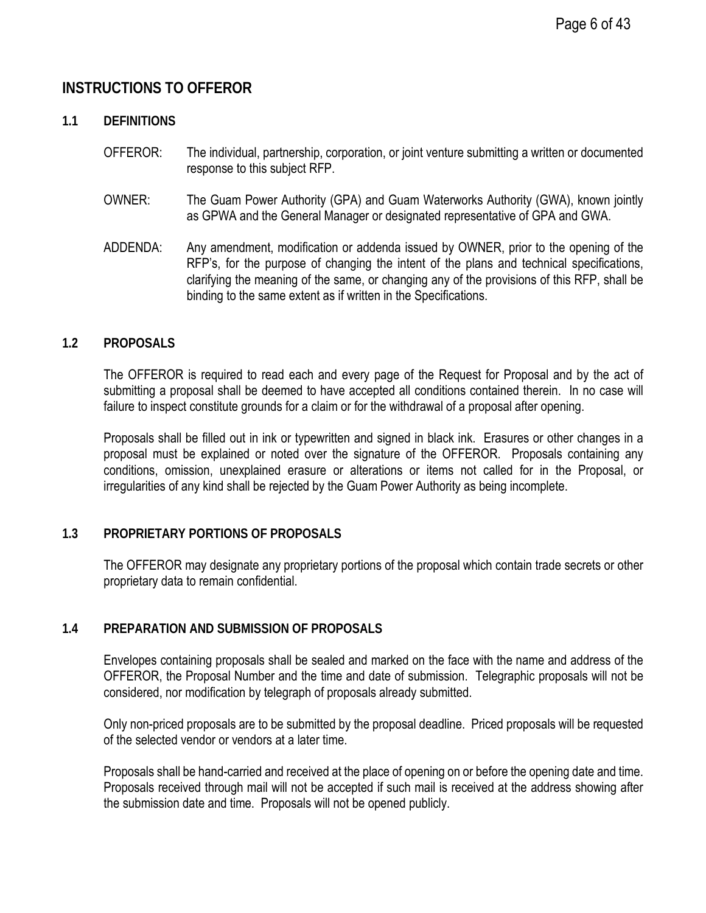## INSTRUCTIONS TO OFFEROR

### 1.1 DEFINITIONS

OFFEROR: The individual, partnership, corporation, or joint venture submitting a written or documented response to this subject RFP.

OWNER: The Guam Power Authority (GPA) and Guam Waterworks Authority (GWA), known jointly as GPWA and the General Manager or designated representative of GPA and GWA.

ADDENDA: Any amendment, modification or addenda issued by OWNER, prior to the opening of the RFP's, for the purpose of changing the intent of the plans and technical specifications, clarifying the meaning of the same, or changing any of the provisions of this RFP, shall be binding to the same extent as if written in the Specifications.

### 1.2 PROPOSALS

The OFFEROR is required to read each and every page of the Request for Proposal and by the act of submitting a proposal shall be deemed to have accepted all conditions contained therein. In no case will failure to inspect constitute grounds for a claim or for the withdrawal of a proposal after opening.

Proposals shall be filled out in ink or typewritten and signed in black ink. Erasures or other changes in a proposal must be explained or noted over the signature of the OFFEROR. Proposals containing any conditions, omission, unexplained erasure or alterations or items not called for in the Proposal, or irregularities of any kind shall be rejected by the Guam Power Authority as being incomplete.

### 1.3 PROPRIETARY PORTIONS OF PROPOSALS

The OFFEROR may designate any proprietary portions of the proposal which contain trade secrets or other proprietary data to remain confidential.

### 1.4 PREPARATION AND SUBMISSION OF PROPOSALS

Envelopes containing proposals shall be sealed and marked on the face with the name and address of the OFFEROR, the Proposal Number and the time and date of submission. Telegraphic proposals will not be considered, nor modification by telegraph of proposals already submitted.

Only non-priced proposals are to be submitted by the proposal deadline. Priced proposals will be requested of the selected vendor or vendors at a later time.

Proposals shall be hand-carried and received at the place of opening on or before the opening date and time. Proposals received through mail will not be accepted if such mail is received at the address showing after the submission date and time. Proposals will not be opened publicly.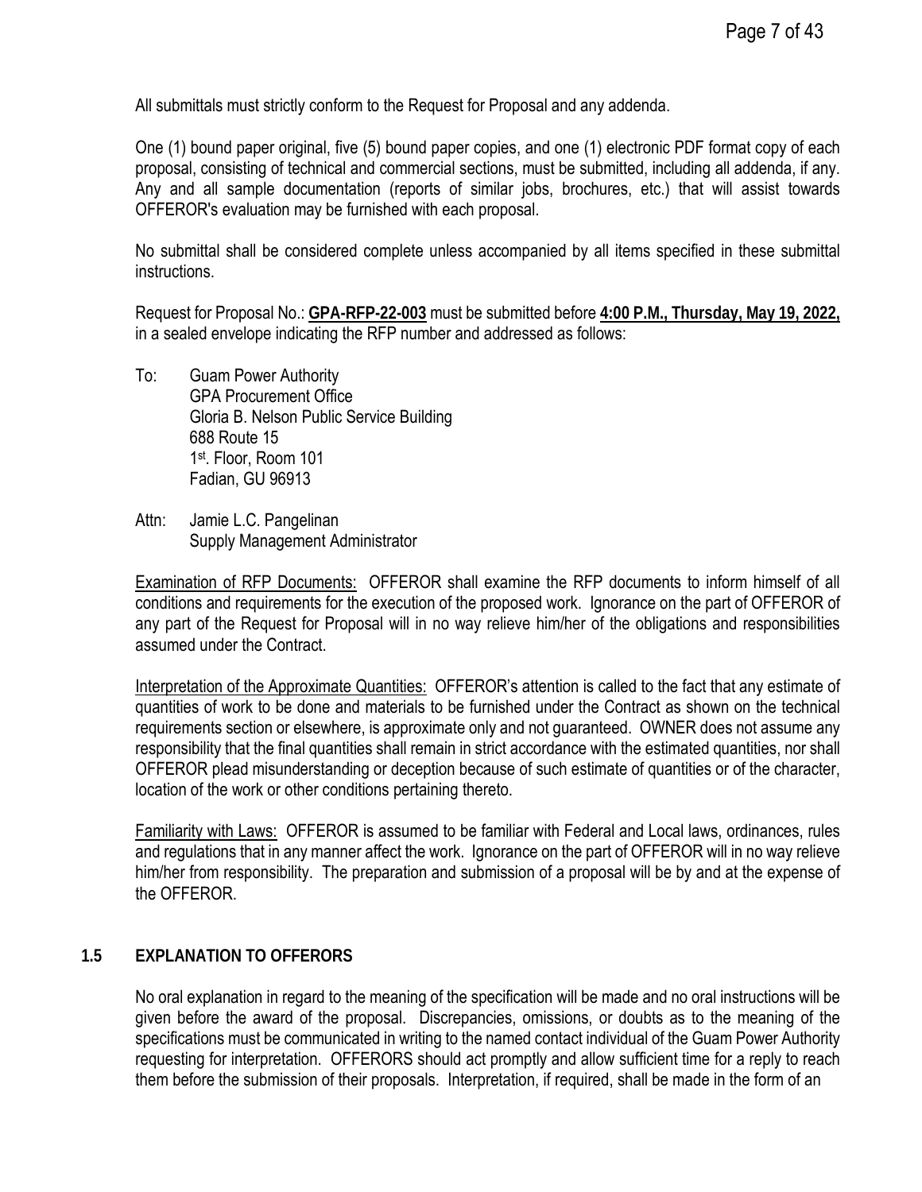All submittals must strictly conform to the Request for Proposal and any addenda.

One (1) bound paper original, five (5) bound paper copies, and one (1) electronic PDF format copy of each proposal, consisting of technical and commercial sections, must be submitted, including all addenda, if any. Any and all sample documentation (reports of similar jobs, brochures, etc.) that will assist towards OFFEROR's evaluation may be furnished with each proposal.

No submittal shall be considered complete unless accompanied by all items specified in these submittal instructions.

Request for Proposal No.: **GPA-RFP-22-003** must be submitted before **4:00 P.M., Thursday, May 19, 2022,** in a sealed envelope indicating the RFP number and addressed as follows:

To: Guam Power Authority
GPA Procurement Office
Gloria B. Nelson Public Service Building
688 Route 15
1st. Floor, Room 101
Fadian, GU 96913

Attn: Jamie L.C. Pangelinan
Supply Management Administrator

Examination of RFP Documents: OFFEROR shall examine the RFP documents to inform himself of all conditions and requirements for the execution of the proposed work. Ignorance on the part of OFFEROR of any part of the Request for Proposal will in no way relieve him/her of the obligations and responsibilities assumed under the Contract.

Interpretation of the Approximate Quantities: OFFEROR's attention is called to the fact that any estimate of quantities of work to be done and materials to be furnished under the Contract as shown on the technical requirements section or elsewhere, is approximate only and not guaranteed. OWNER does not assume any responsibility that the final quantities shall remain in strict accordance with the estimated quantities, nor shall OFFEROR plead misunderstanding or deception because of such estimate of quantities or of the character, location of the work or other conditions pertaining thereto.

Familiarity with Laws: OFFEROR is assumed to be familiar with Federal and Local laws, ordinances, rules and regulations that in any manner affect the work. Ignorance on the part of OFFEROR will in no way relieve him/her from responsibility. The preparation and submission of a proposal will be by and at the expense of the OFFEROR.

## 1.5 EXPLANATION TO OFFERORS

No oral explanation in regard to the meaning of the specification will be made and no oral instructions will be given before the award of the proposal. Discrepancies, omissions, or doubts as to the meaning of the specifications must be communicated in writing to the named contact individual of the Guam Power Authority requesting for interpretation. OFFERORS should act promptly and allow sufficient time for a reply to reach them before the submission of their proposals. Interpretation, if required, shall be made in the form of an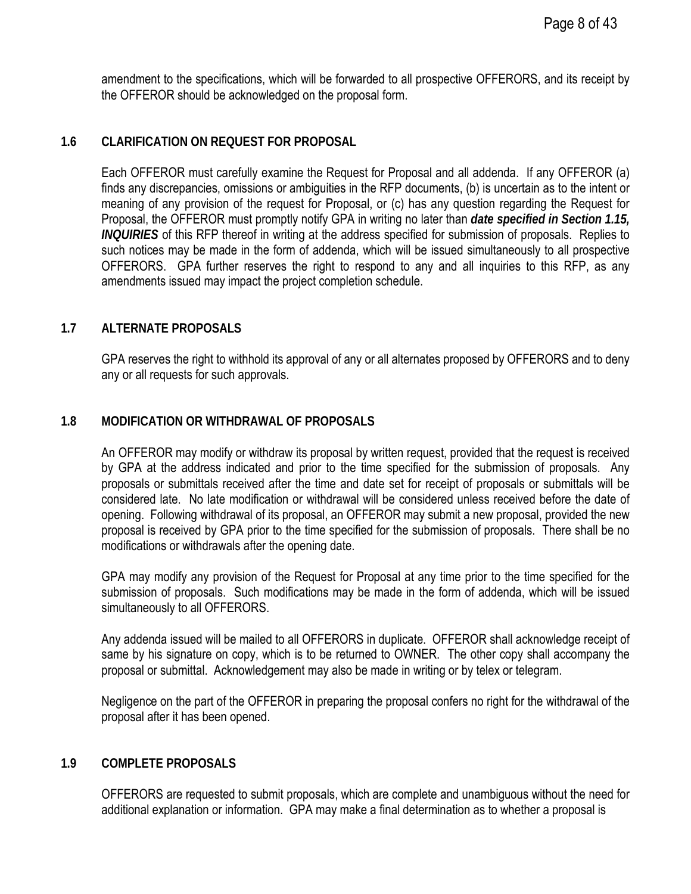amendment to the specifications, which will be forwarded to all prospective OFFERORS, and its receipt by the OFFEROR should be acknowledged on the proposal form.

### 1.6 CLARIFICATION ON REQUEST FOR PROPOSAL

Each OFFEROR must carefully examine the Request for Proposal and all addenda. If any OFFEROR (a) finds any discrepancies, omissions or ambiguities in the RFP documents, (b) is uncertain as to the intent or meaning of any provision of the request for Proposal, or (c) has any question regarding the Request for Proposal, the OFFEROR must promptly notify GPA in writing no later than ***date specified in Section 1.15, INQUIRIES*** of this RFP thereof in writing at the address specified for submission of proposals. Replies to such notices may be made in the form of addenda, which will be issued simultaneously to all prospective OFFERORS. GPA further reserves the right to respond to any and all inquiries to this RFP, as any amendments issued may impact the project completion schedule.

### 1.7 ALTERNATE PROPOSALS

GPA reserves the right to withhold its approval of any or all alternates proposed by OFFERORS and to deny any or all requests for such approvals.

### 1.8 MODIFICATION OR WITHDRAWAL OF PROPOSALS

An OFFEROR may modify or withdraw its proposal by written request, provided that the request is received by GPA at the address indicated and prior to the time specified for the submission of proposals. Any proposals or submittals received after the time and date set for receipt of proposals or submittals will be considered late. No late modification or withdrawal will be considered unless received before the date of opening. Following withdrawal of its proposal, an OFFEROR may submit a new proposal, provided the new proposal is received by GPA prior to the time specified for the submission of proposals. There shall be no modifications or withdrawals after the opening date.

GPA may modify any provision of the Request for Proposal at any time prior to the time specified for the submission of proposals. Such modifications may be made in the form of addenda, which will be issued simultaneously to all OFFERORS.

Any addenda issued will be mailed to all OFFERORS in duplicate. OFFEROR shall acknowledge receipt of same by his signature on copy, which is to be returned to OWNER. The other copy shall accompany the proposal or submittal. Acknowledgement may also be made in writing or by telex or telegram.

Negligence on the part of the OFFEROR in preparing the proposal confers no right for the withdrawal of the proposal after it has been opened.

### 1.9 COMPLETE PROPOSALS

OFFERORS are requested to submit proposals, which are complete and unambiguous without the need for additional explanation or information. GPA may make a final determination as to whether a proposal is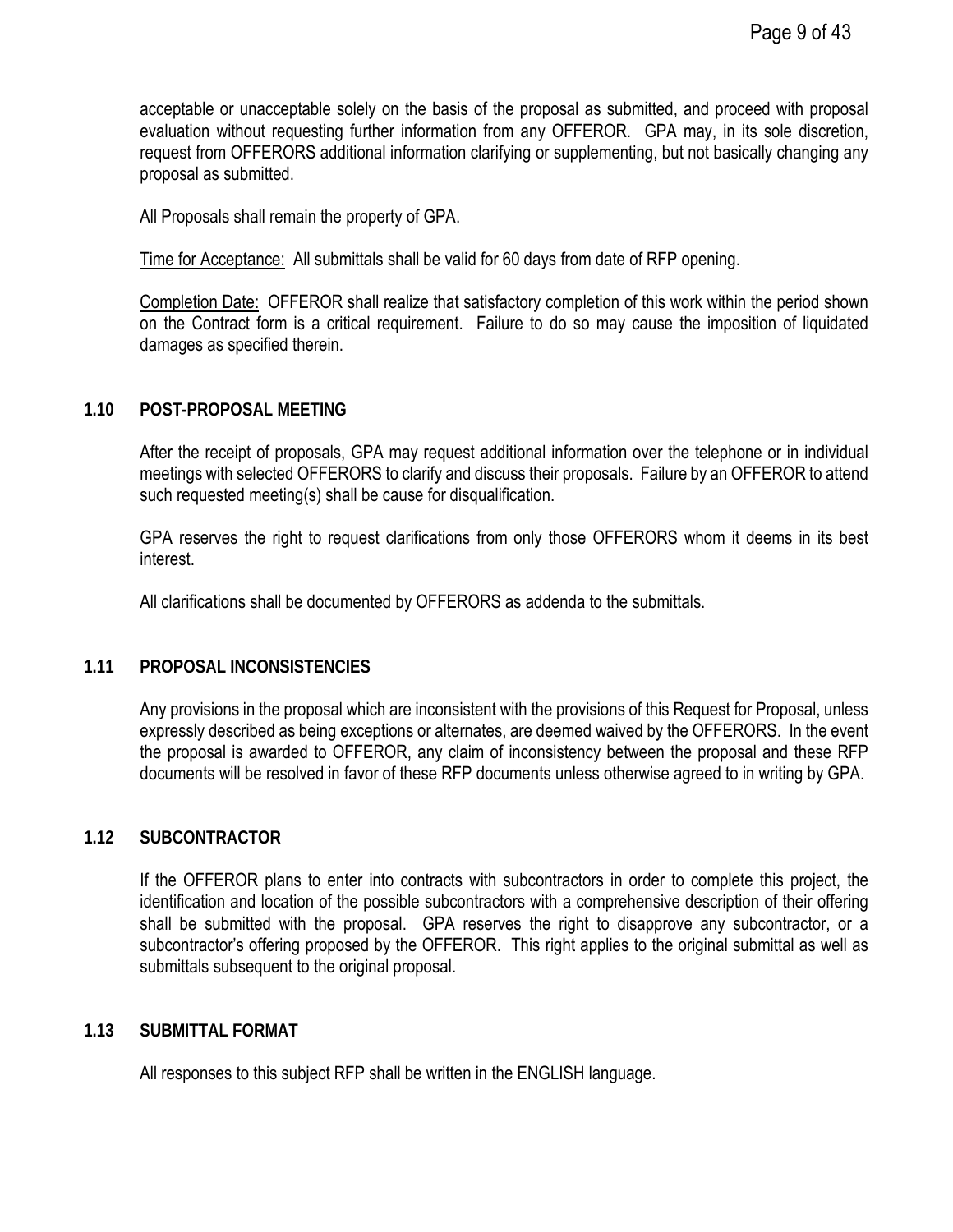acceptable or unacceptable solely on the basis of the proposal as submitted, and proceed with proposal evaluation without requesting further information from any OFFEROR. GPA may, in its sole discretion, request from OFFERORS additional information clarifying or supplementing, but not basically changing any proposal as submitted.

All Proposals shall remain the property of GPA.

Time for Acceptance: All submittals shall be valid for 60 days from date of RFP opening.

Completion Date: OFFEROR shall realize that satisfactory completion of this work within the period shown on the Contract form is a critical requirement. Failure to do so may cause the imposition of liquidated damages as specified therein.

### 1.10 POST-PROPOSAL MEETING

After the receipt of proposals, GPA may request additional information over the telephone or in individual meetings with selected OFFERORS to clarify and discuss their proposals. Failure by an OFFEROR to attend such requested meeting(s) shall be cause for disqualification.

GPA reserves the right to request clarifications from only those OFFERORS whom it deems in its best interest.

All clarifications shall be documented by OFFERORS as addenda to the submittals.

### 1.11 PROPOSAL INCONSISTENCIES

Any provisions in the proposal which are inconsistent with the provisions of this Request for Proposal, unless expressly described as being exceptions or alternates, are deemed waived by the OFFERORS. In the event the proposal is awarded to OFFEROR, any claim of inconsistency between the proposal and these RFP documents will be resolved in favor of these RFP documents unless otherwise agreed to in writing by GPA.

### 1.12 SUBCONTRACTOR

If the OFFEROR plans to enter into contracts with subcontractors in order to complete this project, the identification and location of the possible subcontractors with a comprehensive description of their offering shall be submitted with the proposal. GPA reserves the right to disapprove any subcontractor, or a subcontractor's offering proposed by the OFFEROR. This right applies to the original submittal as well as submittals subsequent to the original proposal.

### 1.13 SUBMITTAL FORMAT

All responses to this subject RFP shall be written in the ENGLISH language.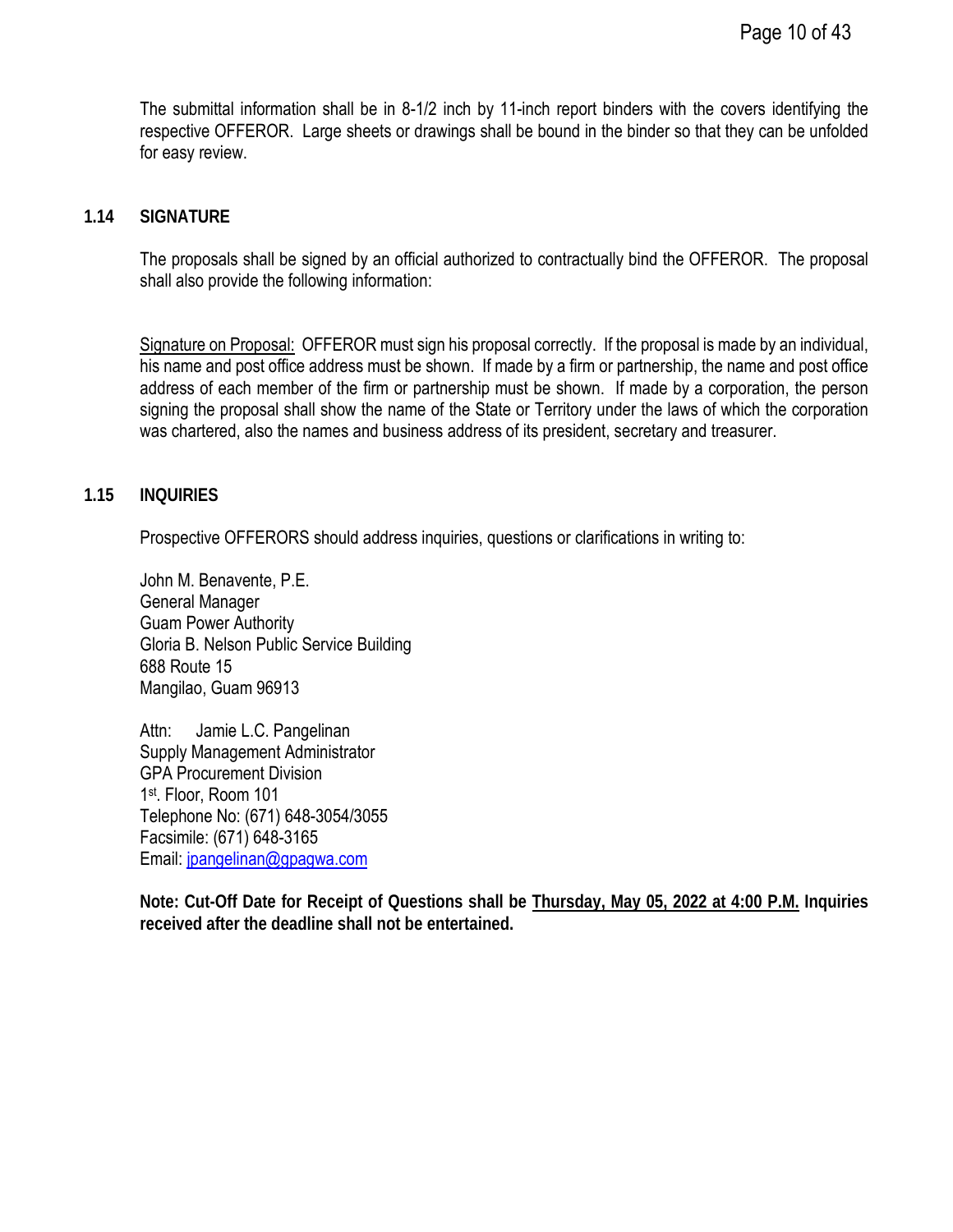The submittal information shall be in 8-1/2 inch by 11-inch report binders with the covers identifying the respective OFFEROR. Large sheets or drawings shall be bound in the binder so that they can be unfolded for easy review.

## 1.14 SIGNATURE

The proposals shall be signed by an official authorized to contractually bind the OFFEROR. The proposal shall also provide the following information:

Signature on Proposal: OFFEROR must sign his proposal correctly. If the proposal is made by an individual, his name and post office address must be shown. If made by a firm or partnership, the name and post office address of each member of the firm or partnership must be shown. If made by a corporation, the person signing the proposal shall show the name of the State or Territory under the laws of which the corporation was chartered, also the names and business address of its president, secretary and treasurer.

## 1.15 INQUIRIES

Prospective OFFERORS should address inquiries, questions or clarifications in writing to:

John M. Benavente, P.E.
General Manager
Guam Power Authority
Gloria B. Nelson Public Service Building
688 Route 15
Mangilao, Guam 96913

Attn: Jamie L.C. Pangelinan
Supply Management Administrator
GPA Procurement Division
1st. Floor, Room 101
Telephone No: (671) 648-3054/3055
Facsimile: (671) 648-3165
Email: jpangelinan@gpagwa.com

**Note: Cut-Off Date for Receipt of Questions shall be Thursday, May 05, 2022 at 4:00 P.M. Inquiries received after the deadline shall not be entertained.**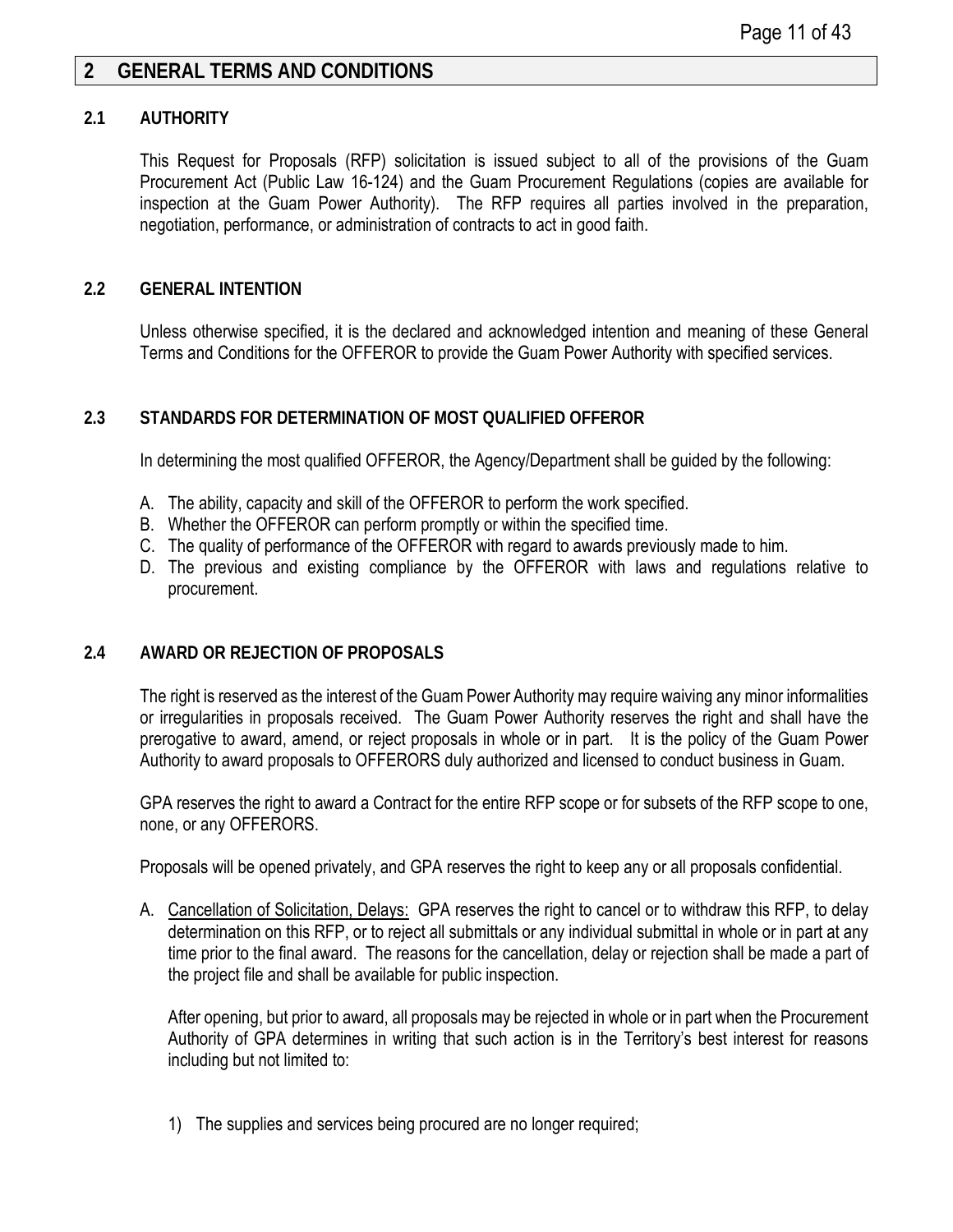## 2 GENERAL TERMS AND CONDITIONS

### 2.1 AUTHORITY

This Request for Proposals (RFP) solicitation is issued subject to all of the provisions of the Guam Procurement Act (Public Law 16-124) and the Guam Procurement Regulations (copies are available for inspection at the Guam Power Authority). The RFP requires all parties involved in the preparation, negotiation, performance, or administration of contracts to act in good faith.

### 2.2 GENERAL INTENTION

Unless otherwise specified, it is the declared and acknowledged intention and meaning of these General Terms and Conditions for the OFFEROR to provide the Guam Power Authority with specified services.

### 2.3 STANDARDS FOR DETERMINATION OF MOST QUALIFIED OFFEROR

In determining the most qualified OFFEROR, the Agency/Department shall be guided by the following:

A. The ability, capacity and skill of the OFFEROR to perform the work specified.
B. Whether the OFFEROR can perform promptly or within the specified time.
C. The quality of performance of the OFFEROR with regard to awards previously made to him.
D. The previous and existing compliance by the OFFEROR with laws and regulations relative to procurement.

### 2.4 AWARD OR REJECTION OF PROPOSALS

The right is reserved as the interest of the Guam Power Authority may require waiving any minor informalities or irregularities in proposals received. The Guam Power Authority reserves the right and shall have the prerogative to award, amend, or reject proposals in whole or in part. It is the policy of the Guam Power Authority to award proposals to OFFERORS duly authorized and licensed to conduct business in Guam.

GPA reserves the right to award a Contract for the entire RFP scope or for subsets of the RFP scope to one, none, or any OFFERORS.

Proposals will be opened privately, and GPA reserves the right to keep any or all proposals confidential.

A. Cancellation of Solicitation, Delays: GPA reserves the right to cancel or to withdraw this RFP, to delay determination on this RFP, or to reject all submittals or any individual submittal in whole or in part at any time prior to the final award. The reasons for the cancellation, delay or rejection shall be made a part of the project file and shall be available for public inspection.

   After opening, but prior to award, all proposals may be rejected in whole or in part when the Procurement Authority of GPA determines in writing that such action is in the Territory's best interest for reasons including but not limited to:

   1) The supplies and services being procured are no longer required;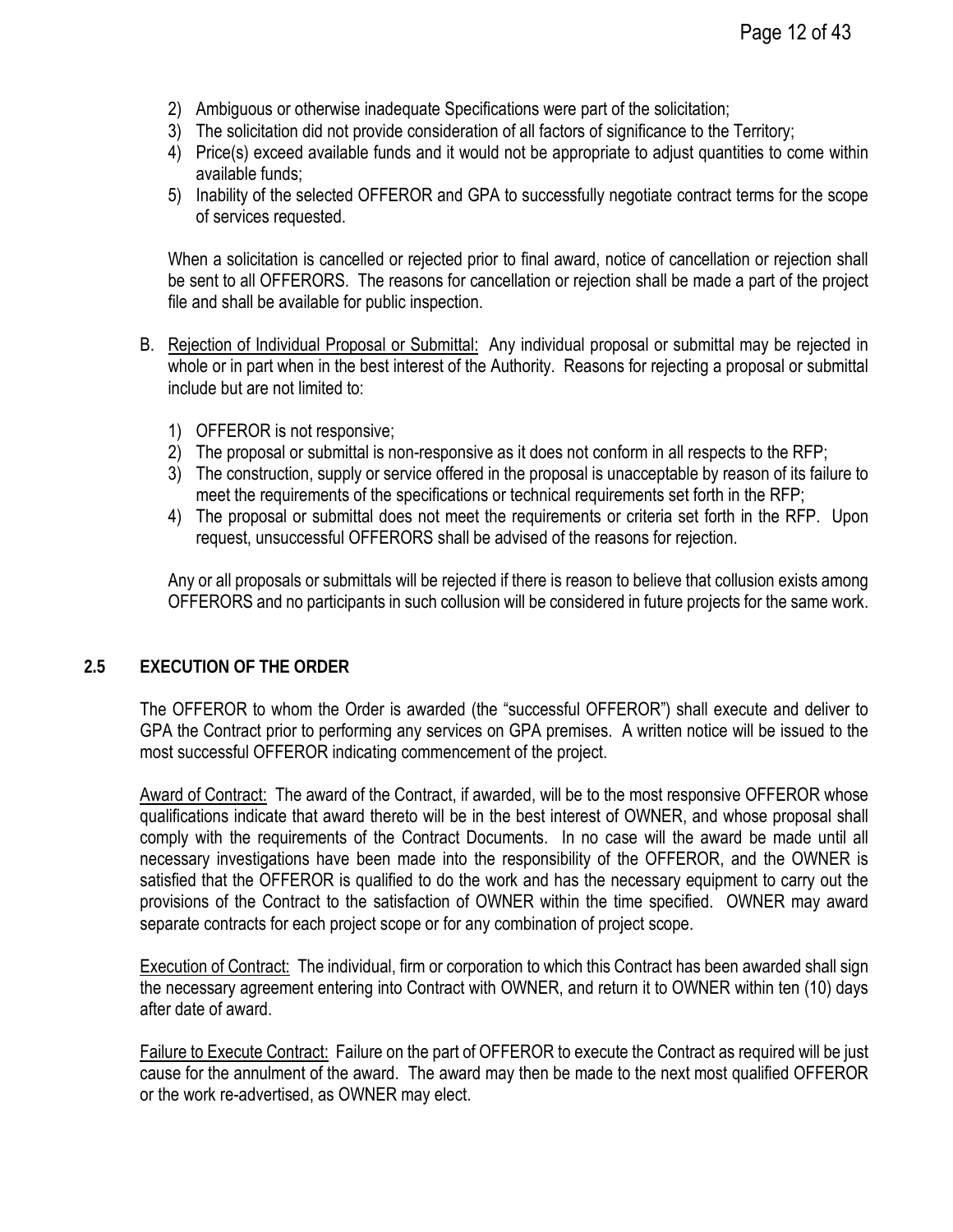2) Ambiguous or otherwise inadequate Specifications were part of the solicitation;
3) The solicitation did not provide consideration of all factors of significance to the Territory;
4) Price(s) exceed available funds and it would not be appropriate to adjust quantities to come within available funds;
5) Inability of the selected OFFEROR and GPA to successfully negotiate contract terms for the scope of services requested.

When a solicitation is cancelled or rejected prior to final award, notice of cancellation or rejection shall be sent to all OFFERORS. The reasons for cancellation or rejection shall be made a part of the project file and shall be available for public inspection.

B. Rejection of Individual Proposal or Submittal: Any individual proposal or submittal may be rejected in whole or in part when in the best interest of the Authority. Reasons for rejecting a proposal or submittal include but are not limited to:

1) OFFEROR is not responsive;
2) The proposal or submittal is non-responsive as it does not conform in all respects to the RFP;
3) The construction, supply or service offered in the proposal is unacceptable by reason of its failure to meet the requirements of the specifications or technical requirements set forth in the RFP;
4) The proposal or submittal does not meet the requirements or criteria set forth in the RFP. Upon request, unsuccessful OFFERORS shall be advised of the reasons for rejection.

Any or all proposals or submittals will be rejected if there is reason to believe that collusion exists among OFFERORS and no participants in such collusion will be considered in future projects for the same work.

## 2.5 EXECUTION OF THE ORDER

The OFFEROR to whom the Order is awarded (the "successful OFFEROR") shall execute and deliver to GPA the Contract prior to performing any services on GPA premises. A written notice will be issued to the most successful OFFEROR indicating commencement of the project.

Award of Contract: The award of the Contract, if awarded, will be to the most responsive OFFEROR whose qualifications indicate that award thereto will be in the best interest of OWNER, and whose proposal shall comply with the requirements of the Contract Documents. In no case will the award be made until all necessary investigations have been made into the responsibility of the OFFEROR, and the OWNER is satisfied that the OFFEROR is qualified to do the work and has the necessary equipment to carry out the provisions of the Contract to the satisfaction of OWNER within the time specified. OWNER may award separate contracts for each project scope or for any combination of project scope.

Execution of Contract: The individual, firm or corporation to which this Contract has been awarded shall sign the necessary agreement entering into Contract with OWNER, and return it to OWNER within ten (10) days after date of award.

Failure to Execute Contract: Failure on the part of OFFEROR to execute the Contract as required will be just cause for the annulment of the award. The award may then be made to the next most qualified OFFEROR or the work re-advertised, as OWNER may elect.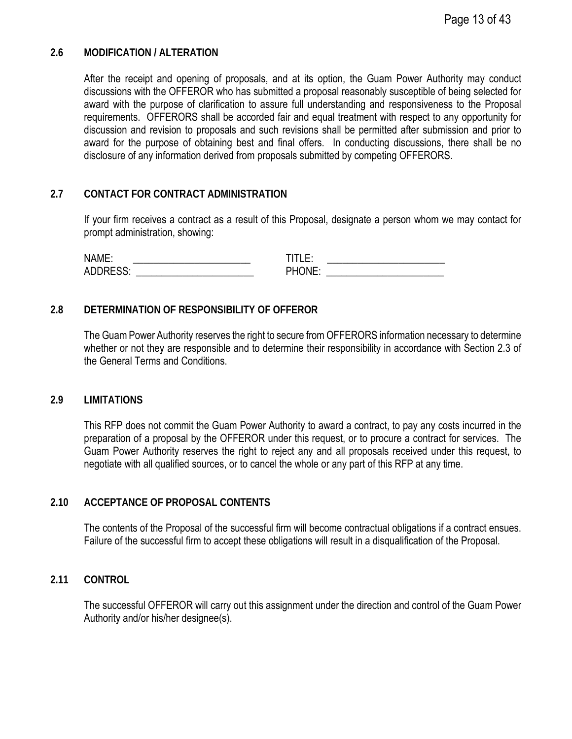### 2.6 MODIFICATION / ALTERATION

After the receipt and opening of proposals, and at its option, the Guam Power Authority may conduct discussions with the OFFEROR who has submitted a proposal reasonably susceptible of being selected for award with the purpose of clarification to assure full understanding and responsiveness to the Proposal requirements. OFFERORS shall be accorded fair and equal treatment with respect to any opportunity for discussion and revision to proposals and such revisions shall be permitted after submission and prior to award for the purpose of obtaining best and final offers. In conducting discussions, there shall be no disclosure of any information derived from proposals submitted by competing OFFERORS.

### 2.7 CONTACT FOR CONTRACT ADMINISTRATION

If your firm receives a contract as a result of this Proposal, designate a person whom we may contact for prompt administration, showing:

NAME: _______________________ TITLE: _______________________
ADDRESS: _______________________ PHONE: _______________________

### 2.8 DETERMINATION OF RESPONSIBILITY OF OFFEROR

The Guam Power Authority reserves the right to secure from OFFERORS information necessary to determine whether or not they are responsible and to determine their responsibility in accordance with Section 2.3 of the General Terms and Conditions.

### 2.9 LIMITATIONS

This RFP does not commit the Guam Power Authority to award a contract, to pay any costs incurred in the preparation of a proposal by the OFFEROR under this request, or to procure a contract for services. The Guam Power Authority reserves the right to reject any and all proposals received under this request, to negotiate with all qualified sources, or to cancel the whole or any part of this RFP at any time.

### 2.10 ACCEPTANCE OF PROPOSAL CONTENTS

The contents of the Proposal of the successful firm will become contractual obligations if a contract ensues. Failure of the successful firm to accept these obligations will result in a disqualification of the Proposal.

### 2.11 CONTROL

The successful OFFEROR will carry out this assignment under the direction and control of the Guam Power Authority and/or his/her designee(s).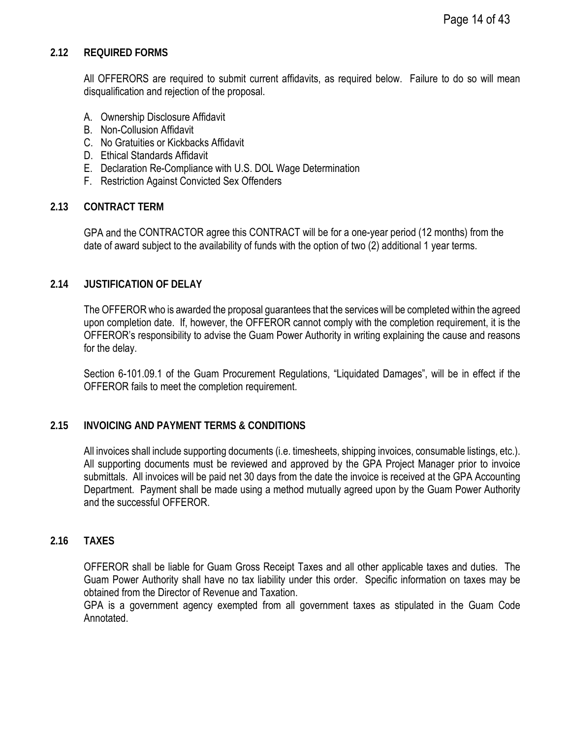### 2.12 REQUIRED FORMS

All OFFERORS are required to submit current affidavits, as required below. Failure to do so will mean disqualification and rejection of the proposal.

A. Ownership Disclosure Affidavit
B. Non-Collusion Affidavit
C. No Gratuities or Kickbacks Affidavit
D. Ethical Standards Affidavit
E. Declaration Re-Compliance with U.S. DOL Wage Determination
F. Restriction Against Convicted Sex Offenders

### 2.13 CONTRACT TERM

GPA and the CONTRACTOR agree this CONTRACT will be for a one-year period (12 months) from the date of award subject to the availability of funds with the option of two (2) additional 1 year terms.

### 2.14 JUSTIFICATION OF DELAY

The OFFEROR who is awarded the proposal guarantees that the services will be completed within the agreed upon completion date. If, however, the OFFEROR cannot comply with the completion requirement, it is the OFFEROR's responsibility to advise the Guam Power Authority in writing explaining the cause and reasons for the delay.

Section 6-101.09.1 of the Guam Procurement Regulations, "Liquidated Damages", will be in effect if the OFFEROR fails to meet the completion requirement.

### 2.15 INVOICING AND PAYMENT TERMS & CONDITIONS

All invoices shall include supporting documents (i.e. timesheets, shipping invoices, consumable listings, etc.). All supporting documents must be reviewed and approved by the GPA Project Manager prior to invoice submittals. All invoices will be paid net 30 days from the date the invoice is received at the GPA Accounting Department. Payment shall be made using a method mutually agreed upon by the Guam Power Authority and the successful OFFEROR.

### 2.16 TAXES

OFFEROR shall be liable for Guam Gross Receipt Taxes and all other applicable taxes and duties. The Guam Power Authority shall have no tax liability under this order. Specific information on taxes may be obtained from the Director of Revenue and Taxation.

GPA is a government agency exempted from all government taxes as stipulated in the Guam Code Annotated.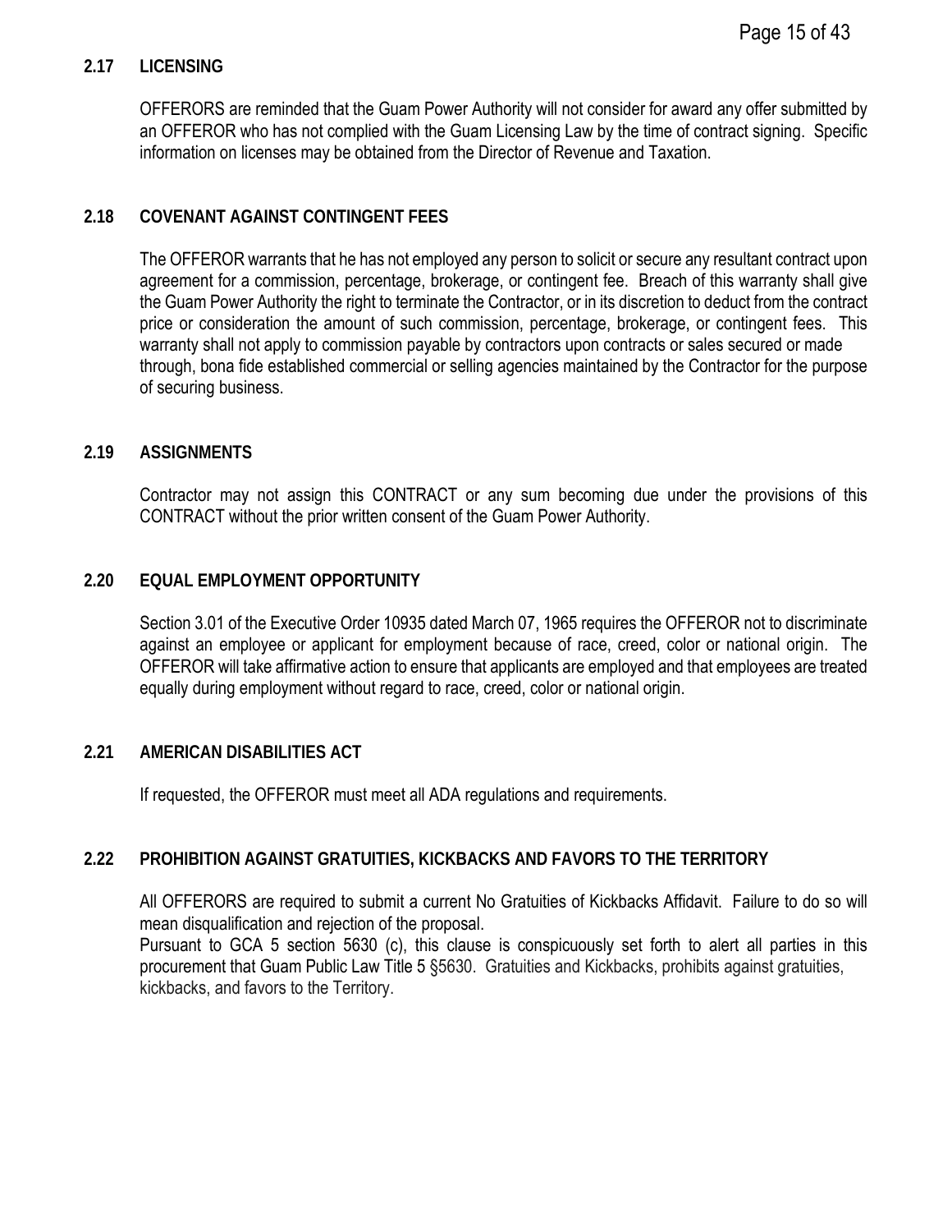## 2.17 LICENSING

OFFERORS are reminded that the Guam Power Authority will not consider for award any offer submitted by an OFFEROR who has not complied with the Guam Licensing Law by the time of contract signing. Specific information on licenses may be obtained from the Director of Revenue and Taxation.

## 2.18 COVENANT AGAINST CONTINGENT FEES

The OFFEROR warrants that he has not employed any person to solicit or secure any resultant contract upon agreement for a commission, percentage, brokerage, or contingent fee. Breach of this warranty shall give the Guam Power Authority the right to terminate the Contractor, or in its discretion to deduct from the contract price or consideration the amount of such commission, percentage, brokerage, or contingent fees. This warranty shall not apply to commission payable by contractors upon contracts or sales secured or made through, bona fide established commercial or selling agencies maintained by the Contractor for the purpose of securing business.

## 2.19 ASSIGNMENTS

Contractor may not assign this CONTRACT or any sum becoming due under the provisions of this CONTRACT without the prior written consent of the Guam Power Authority.

## 2.20 EQUAL EMPLOYMENT OPPORTUNITY

Section 3.01 of the Executive Order 10935 dated March 07, 1965 requires the OFFEROR not to discriminate against an employee or applicant for employment because of race, creed, color or national origin. The OFFEROR will take affirmative action to ensure that applicants are employed and that employees are treated equally during employment without regard to race, creed, color or national origin.

## 2.21 AMERICAN DISABILITIES ACT

If requested, the OFFEROR must meet all ADA regulations and requirements.

## 2.22 PROHIBITION AGAINST GRATUITIES, KICKBACKS AND FAVORS TO THE TERRITORY

All OFFERORS are required to submit a current No Gratuities of Kickbacks Affidavit. Failure to do so will mean disqualification and rejection of the proposal.
Pursuant to GCA 5 section 5630 (c), this clause is conspicuously set forth to alert all parties in this procurement that Guam Public Law Title 5 §5630. Gratuities and Kickbacks, prohibits against gratuities, kickbacks, and favors to the Territory.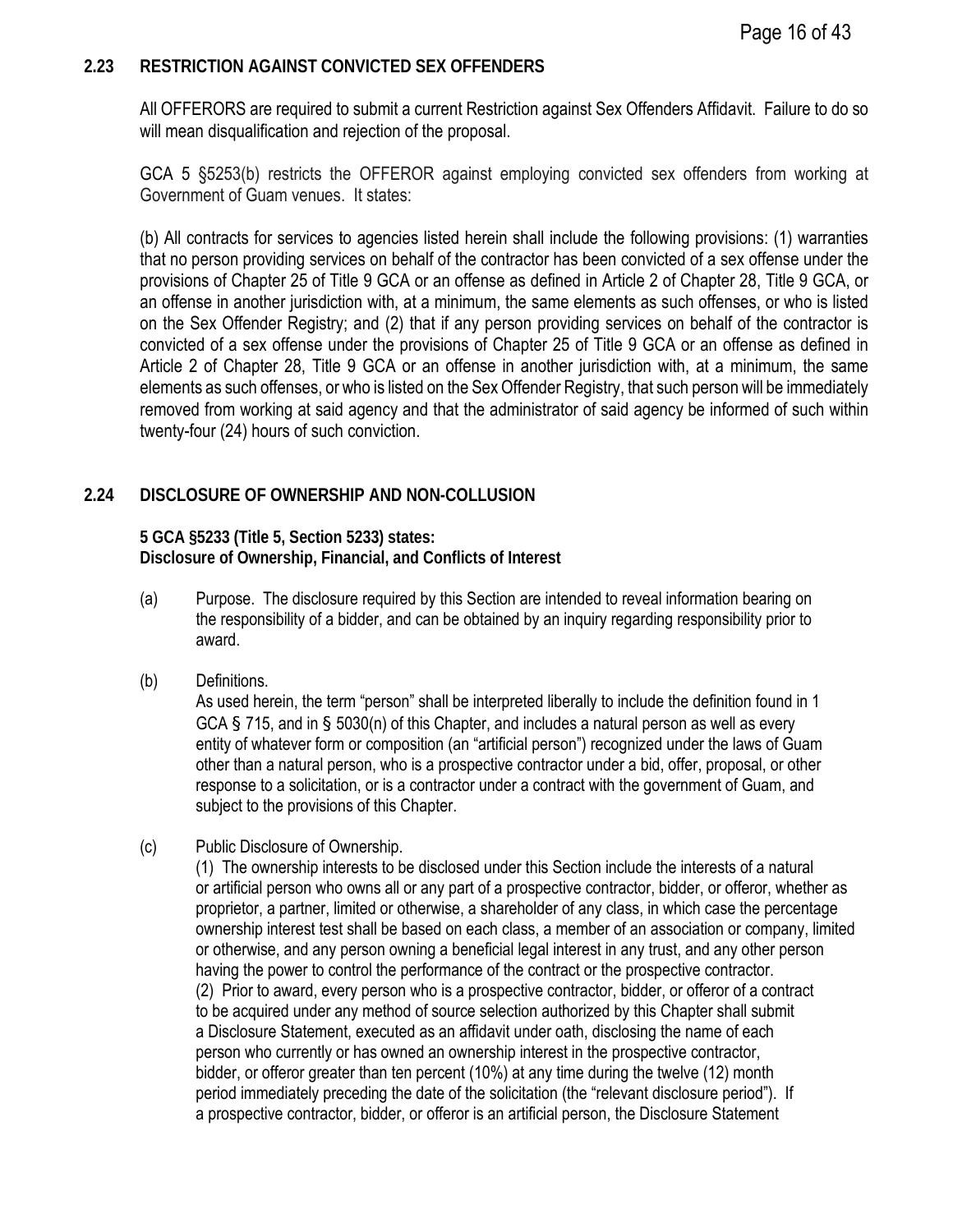## 2.23 RESTRICTION AGAINST CONVICTED SEX OFFENDERS

All OFFERORS are required to submit a current Restriction against Sex Offenders Affidavit. Failure to do so will mean disqualification and rejection of the proposal.

GCA 5 §5253(b) restricts the OFFEROR against employing convicted sex offenders from working at Government of Guam venues. It states:

(b) All contracts for services to agencies listed herein shall include the following provisions: (1) warranties that no person providing services on behalf of the contractor has been convicted of a sex offense under the provisions of Chapter 25 of Title 9 GCA or an offense as defined in Article 2 of Chapter 28, Title 9 GCA, or an offense in another jurisdiction with, at a minimum, the same elements as such offenses, or who is listed on the Sex Offender Registry; and (2) that if any person providing services on behalf of the contractor is convicted of a sex offense under the provisions of Chapter 25 of Title 9 GCA or an offense as defined in Article 2 of Chapter 28, Title 9 GCA or an offense in another jurisdiction with, at a minimum, the same elements as such offenses, or who is listed on the Sex Offender Registry, that such person will be immediately removed from working at said agency and that the administrator of said agency be informed of such within twenty-four (24) hours of such conviction.

## 2.24 DISCLOSURE OF OWNERSHIP AND NON-COLLUSION

**5 GCA §5233 (Title 5, Section 5233) states:**
**Disclosure of Ownership, Financial, and Conflicts of Interest**

(a) Purpose. The disclosure required by this Section are intended to reveal information bearing on the responsibility of a bidder, and can be obtained by an inquiry regarding responsibility prior to award.

(b) Definitions.
As used herein, the term "person" shall be interpreted liberally to include the definition found in 1 GCA § 715, and in § 5030(n) of this Chapter, and includes a natural person as well as every entity of whatever form or composition (an "artificial person") recognized under the laws of Guam other than a natural person, who is a prospective contractor under a bid, offer, proposal, or other response to a solicitation, or is a contractor under a contract with the government of Guam, and subject to the provisions of this Chapter.

(c) Public Disclosure of Ownership.
(1) The ownership interests to be disclosed under this Section include the interests of a natural or artificial person who owns all or any part of a prospective contractor, bidder, or offeror, whether as proprietor, a partner, limited or otherwise, a shareholder of any class, in which case the percentage ownership interest test shall be based on each class, a member of an association or company, limited or otherwise, and any person owning a beneficial legal interest in any trust, and any other person having the power to control the performance of the contract or the prospective contractor.
(2) Prior to award, every person who is a prospective contractor, bidder, or offeror of a contract to be acquired under any method of source selection authorized by this Chapter shall submit a Disclosure Statement, executed as an affidavit under oath, disclosing the name of each person who currently or has owned an ownership interest in the prospective contractor, bidder, or offeror greater than ten percent (10%) at any time during the twelve (12) month period immediately preceding the date of the solicitation (the "relevant disclosure period"). If a prospective contractor, bidder, or offeror is an artificial person, the Disclosure Statement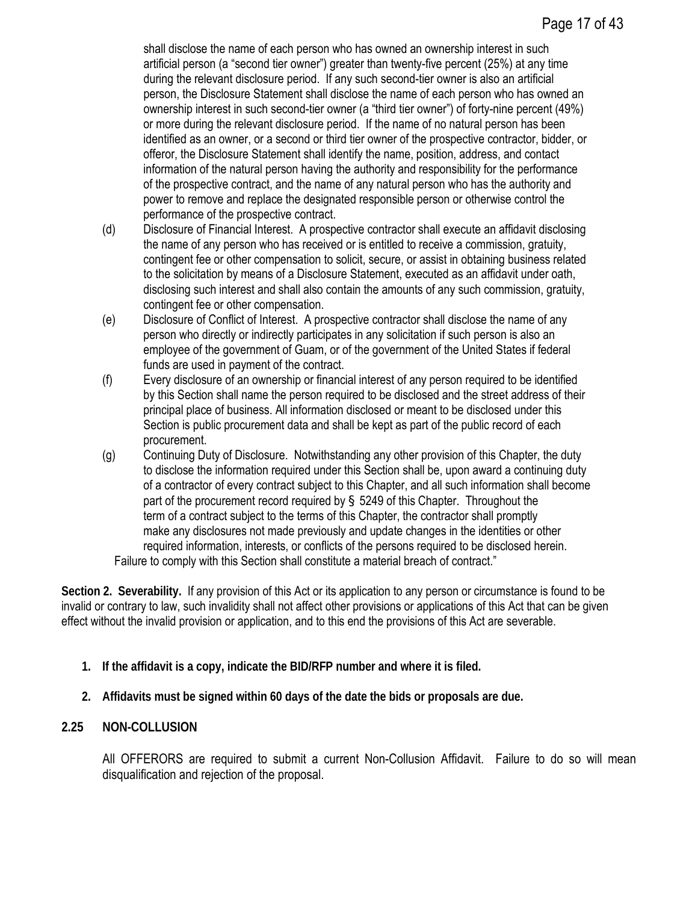shall disclose the name of each person who has owned an ownership interest in such artificial person (a "second tier owner") greater than twenty-five percent (25%) at any time during the relevant disclosure period. If any such second-tier owner is also an artificial person, the Disclosure Statement shall disclose the name of each person who has owned an ownership interest in such second-tier owner (a "third tier owner") of forty-nine percent (49%) or more during the relevant disclosure period. If the name of no natural person has been identified as an owner, or a second or third tier owner of the prospective contractor, bidder, or offeror, the Disclosure Statement shall identify the name, position, address, and contact information of the natural person having the authority and responsibility for the performance of the prospective contract, and the name of any natural person who has the authority and power to remove and replace the designated responsible person or otherwise control the performance of the prospective contract.

(d) Disclosure of Financial Interest. A prospective contractor shall execute an affidavit disclosing the name of any person who has received or is entitled to receive a commission, gratuity, contingent fee or other compensation to solicit, secure, or assist in obtaining business related to the solicitation by means of a Disclosure Statement, executed as an affidavit under oath, disclosing such interest and shall also contain the amounts of any such commission, gratuity, contingent fee or other compensation.

(e) Disclosure of Conflict of Interest. A prospective contractor shall disclose the name of any person who directly or indirectly participates in any solicitation if such person is also an employee of the government of Guam, or of the government of the United States if federal funds are used in payment of the contract.

(f) Every disclosure of an ownership or financial interest of any person required to be identified by this Section shall name the person required to be disclosed and the street address of their principal place of business. All information disclosed or meant to be disclosed under this Section is public procurement data and shall be kept as part of the public record of each procurement.

(g) Continuing Duty of Disclosure. Notwithstanding any other provision of this Chapter, the duty to disclose the information required under this Section shall be, upon award a continuing duty of a contractor of every contract subject to this Chapter, and all such information shall become part of the procurement record required by § 5249 of this Chapter. Throughout the term of a contract subject to the terms of this Chapter, the contractor shall promptly make any disclosures not made previously and update changes in the identities or other required information, interests, or conflicts of the persons required to be disclosed herein.

Failure to comply with this Section shall constitute a material breach of contract."

**Section 2. Severability.** If any provision of this Act or its application to any person or circumstance is found to be invalid or contrary to law, such invalidity shall not affect other provisions or applications of this Act that can be given effect without the invalid provision or application, and to this end the provisions of this Act are severable.

1. **If the affidavit is a copy, indicate the BID/RFP number and where it is filed.**
2. **Affidavits must be signed within 60 days of the date the bids or proposals are due.**

## 2.25 NON-COLLUSION

All OFFERORS are required to submit a current Non-Collusion Affidavit. Failure to do so will mean disqualification and rejection of the proposal.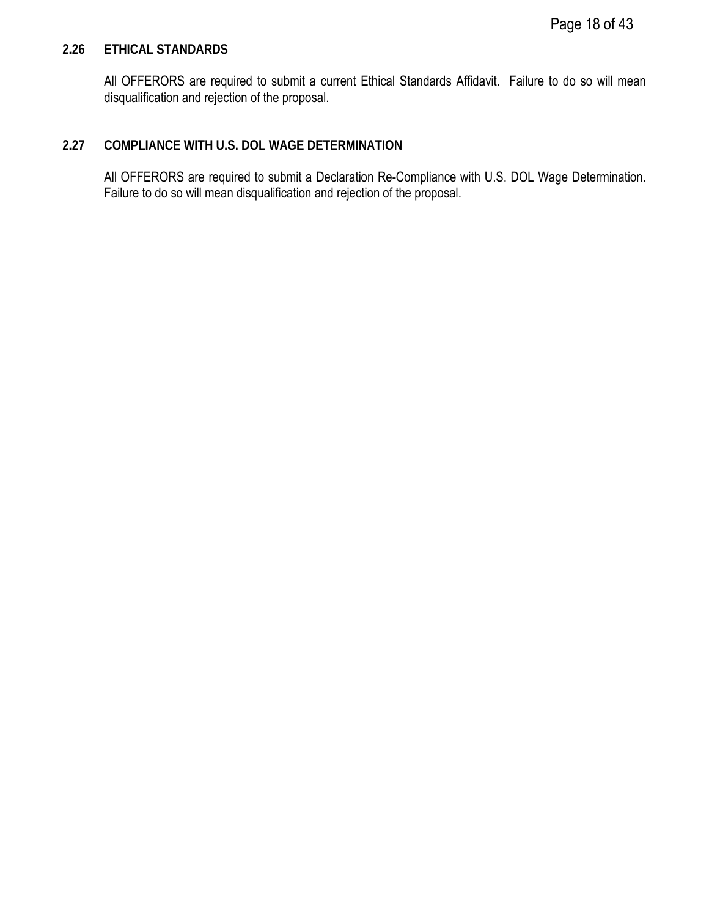### 2.26 ETHICAL STANDARDS

All OFFERORS are required to submit a current Ethical Standards Affidavit. Failure to do so will mean disqualification and rejection of the proposal.

### 2.27 COMPLIANCE WITH U.S. DOL WAGE DETERMINATION

All OFFERORS are required to submit a Declaration Re-Compliance with U.S. DOL Wage Determination. Failure to do so will mean disqualification and rejection of the proposal.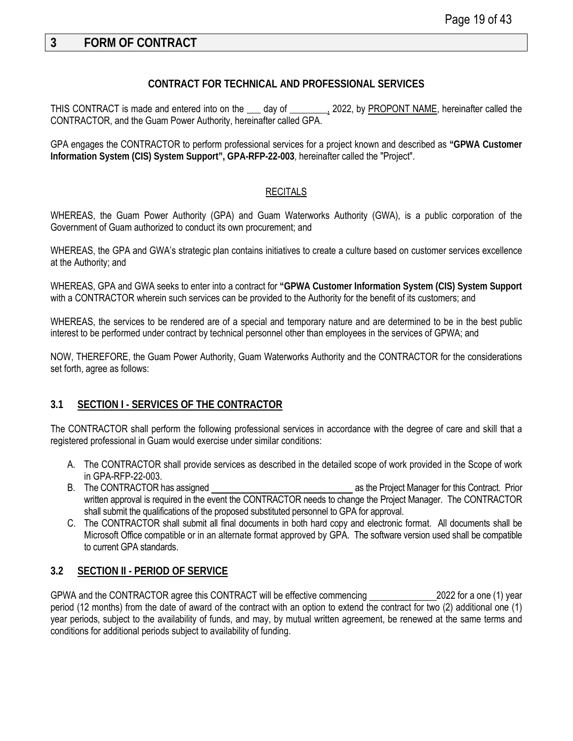# 3 FORM OF CONTRACT

**CONTRACT FOR TECHNICAL AND PROFESSIONAL SERVICES**

THIS CONTRACT is made and entered into on the ___ day of ________, 2022, by PROPONT NAME, hereinafter called the CONTRACTOR, and the Guam Power Authority, hereinafter called GPA.

GPA engages the CONTRACTOR to perform professional services for a project known and described as **"GPWA Customer Information System (CIS) System Support", GPA-RFP-22-003**, hereinafter called the "Project".

RECITALS

WHEREAS, the Guam Power Authority (GPA) and Guam Waterworks Authority (GWA), is a public corporation of the Government of Guam authorized to conduct its own procurement; and

WHEREAS, the GPA and GWA's strategic plan contains initiatives to create a culture based on customer services excellence at the Authority; and

WHEREAS, GPA and GWA seeks to enter into a contract for **"GPWA Customer Information System (CIS) System Support** with a CONTRACTOR wherein such services can be provided to the Authority for the benefit of its customers; and

WHEREAS, the services to be rendered are of a special and temporary nature and are determined to be in the best public interest to be performed under contract by technical personnel other than employees in the services of GPWA; and

NOW, THEREFORE, the Guam Power Authority, Guam Waterworks Authority and the CONTRACTOR for the considerations set forth, agree as follows:

## 3.1 SECTION I - SERVICES OF THE CONTRACTOR

The CONTRACTOR shall perform the following professional services in accordance with the degree of care and skill that a registered professional in Guam would exercise under similar conditions:

A. The CONTRACTOR shall provide services as described in the detailed scope of work provided in the Scope of work in GPA-RFP-22-003.

B. The CONTRACTOR has assigned ______________________________ as the Project Manager for this Contract. Prior written approval is required in the event the CONTRACTOR needs to change the Project Manager. The CONTRACTOR shall submit the qualifications of the proposed substituted personnel to GPA for approval.

C. The CONTRACTOR shall submit all final documents in both hard copy and electronic format. All documents shall be Microsoft Office compatible or in an alternate format approved by GPA. The software version used shall be compatible to current GPA standards.

## 3.2 SECTION II - PERIOD OF SERVICE

GPWA and the CONTRACTOR agree this CONTRACT will be effective commencing ______________2022 for a one (1) year period (12 months) from the date of award of the contract with an option to extend the contract for two (2) additional one (1) year periods, subject to the availability of funds, and may, by mutual written agreement, be renewed at the same terms and conditions for additional periods subject to availability of funding.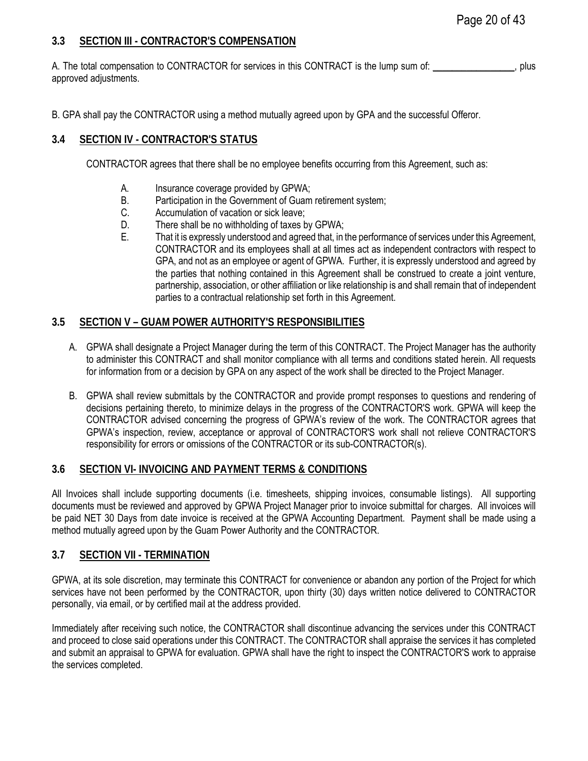### 3.3 SECTION III - CONTRACTOR'S COMPENSATION

A. The total compensation to CONTRACTOR for services in this CONTRACT is the lump sum of: _________________, plus approved adjustments.

B. GPA shall pay the CONTRACTOR using a method mutually agreed upon by GPA and the successful Offeror.

### 3.4 SECTION IV - CONTRACTOR'S STATUS

CONTRACTOR agrees that there shall be no employee benefits occurring from this Agreement, such as:

A. Insurance coverage provided by GPWA;
B. Participation in the Government of Guam retirement system;
C. Accumulation of vacation or sick leave;
D. There shall be no withholding of taxes by GPWA;
E. That it is expressly understood and agreed that, in the performance of services under this Agreement, CONTRACTOR and its employees shall at all times act as independent contractors with respect to GPA, and not as an employee or agent of GPWA. Further, it is expressly understood and agreed by the parties that nothing contained in this Agreement shall be construed to create a joint venture, partnership, association, or other affiliation or like relationship is and shall remain that of independent parties to a contractual relationship set forth in this Agreement.

### 3.5 SECTION V – GUAM POWER AUTHORITY'S RESPONSIBILITIES

A. GPWA shall designate a Project Manager during the term of this CONTRACT. The Project Manager has the authority to administer this CONTRACT and shall monitor compliance with all terms and conditions stated herein. All requests for information from or a decision by GPA on any aspect of the work shall be directed to the Project Manager.

B. GPWA shall review submittals by the CONTRACTOR and provide prompt responses to questions and rendering of decisions pertaining thereto, to minimize delays in the progress of the CONTRACTOR'S work. GPWA will keep the CONTRACTOR advised concerning the progress of GPWA's review of the work. The CONTRACTOR agrees that GPWA's inspection, review, acceptance or approval of CONTRACTOR'S work shall not relieve CONTRACTOR'S responsibility for errors or omissions of the CONTRACTOR or its sub-CONTRACTOR(s).

### 3.6 SECTION VI- INVOICING AND PAYMENT TERMS & CONDITIONS

All Invoices shall include supporting documents (i.e. timesheets, shipping invoices, consumable listings). All supporting documents must be reviewed and approved by GPWA Project Manager prior to invoice submittal for charges. All invoices will be paid NET 30 Days from date invoice is received at the GPWA Accounting Department. Payment shall be made using a method mutually agreed upon by the Guam Power Authority and the CONTRACTOR.

### 3.7 SECTION VII - TERMINATION

GPWA, at its sole discretion, may terminate this CONTRACT for convenience or abandon any portion of the Project for which services have not been performed by the CONTRACTOR, upon thirty (30) days written notice delivered to CONTRACTOR personally, via email, or by certified mail at the address provided.

Immediately after receiving such notice, the CONTRACTOR shall discontinue advancing the services under this CONTRACT and proceed to close said operations under this CONTRACT. The CONTRACTOR shall appraise the services it has completed and submit an appraisal to GPWA for evaluation. GPWA shall have the right to inspect the CONTRACTOR'S work to appraise the services completed.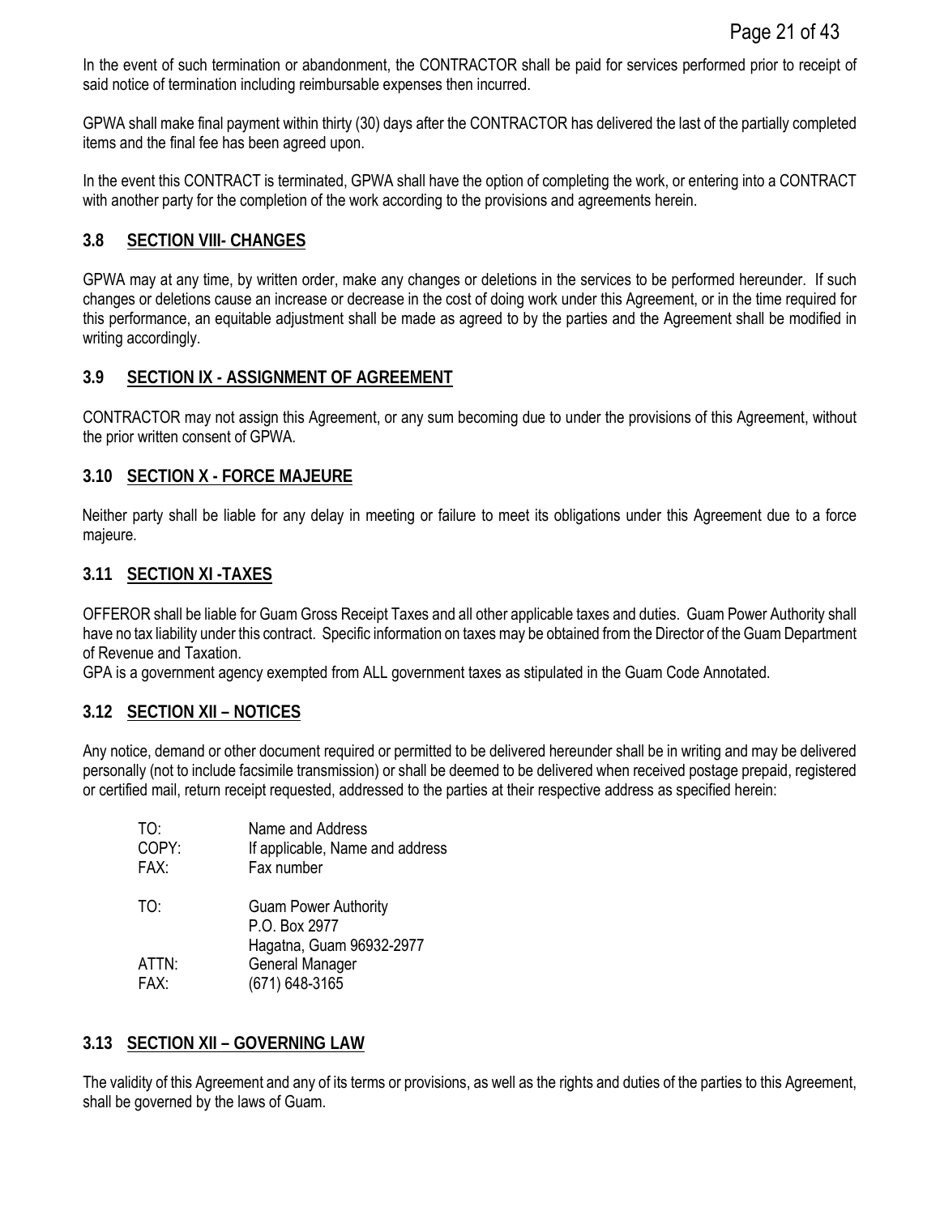In the event of such termination or abandonment, the CONTRACTOR shall be paid for services performed prior to receipt of said notice of termination including reimbursable expenses then incurred.

GPWA shall make final payment within thirty (30) days after the CONTRACTOR has delivered the last of the partially completed items and the final fee has been agreed upon.

In the event this CONTRACT is terminated, GPWA shall have the option of completing the work, or entering into a CONTRACT with another party for the completion of the work according to the provisions and agreements herein.

### 3.8 SECTION VIII- CHANGES

GPWA may at any time, by written order, make any changes or deletions in the services to be performed hereunder. If such changes or deletions cause an increase or decrease in the cost of doing work under this Agreement, or in the time required for this performance, an equitable adjustment shall be made as agreed to by the parties and the Agreement shall be modified in writing accordingly.

### 3.9 SECTION IX - ASSIGNMENT OF AGREEMENT

CONTRACTOR may not assign this Agreement, or any sum becoming due to under the provisions of this Agreement, without the prior written consent of GPWA.

### 3.10 SECTION X - FORCE MAJEURE

Neither party shall be liable for any delay in meeting or failure to meet its obligations under this Agreement due to a force majeure.

### 3.11 SECTION XI -TAXES

OFFEROR shall be liable for Guam Gross Receipt Taxes and all other applicable taxes and duties. Guam Power Authority shall have no tax liability under this contract. Specific information on taxes may be obtained from the Director of the Guam Department of Revenue and Taxation.
GPA is a government agency exempted from ALL government taxes as stipulated in the Guam Code Annotated.

### 3.12 SECTION XII – NOTICES

Any notice, demand or other document required or permitted to be delivered hereunder shall be in writing and may be delivered personally (not to include facsimile transmission) or shall be deemed to be delivered when received postage prepaid, registered or certified mail, return receipt requested, addressed to the parties at their respective address as specified herein:

TO: Name and Address
COPY: If applicable, Name and address
FAX: Fax number

TO: Guam Power Authority
P.O. Box 2977
Hagatna, Guam 96932-2977
ATTN: General Manager
FAX: (671) 648-3165

### 3.13 SECTION XII – GOVERNING LAW

The validity of this Agreement and any of its terms or provisions, as well as the rights and duties of the parties to this Agreement, shall be governed by the laws of Guam.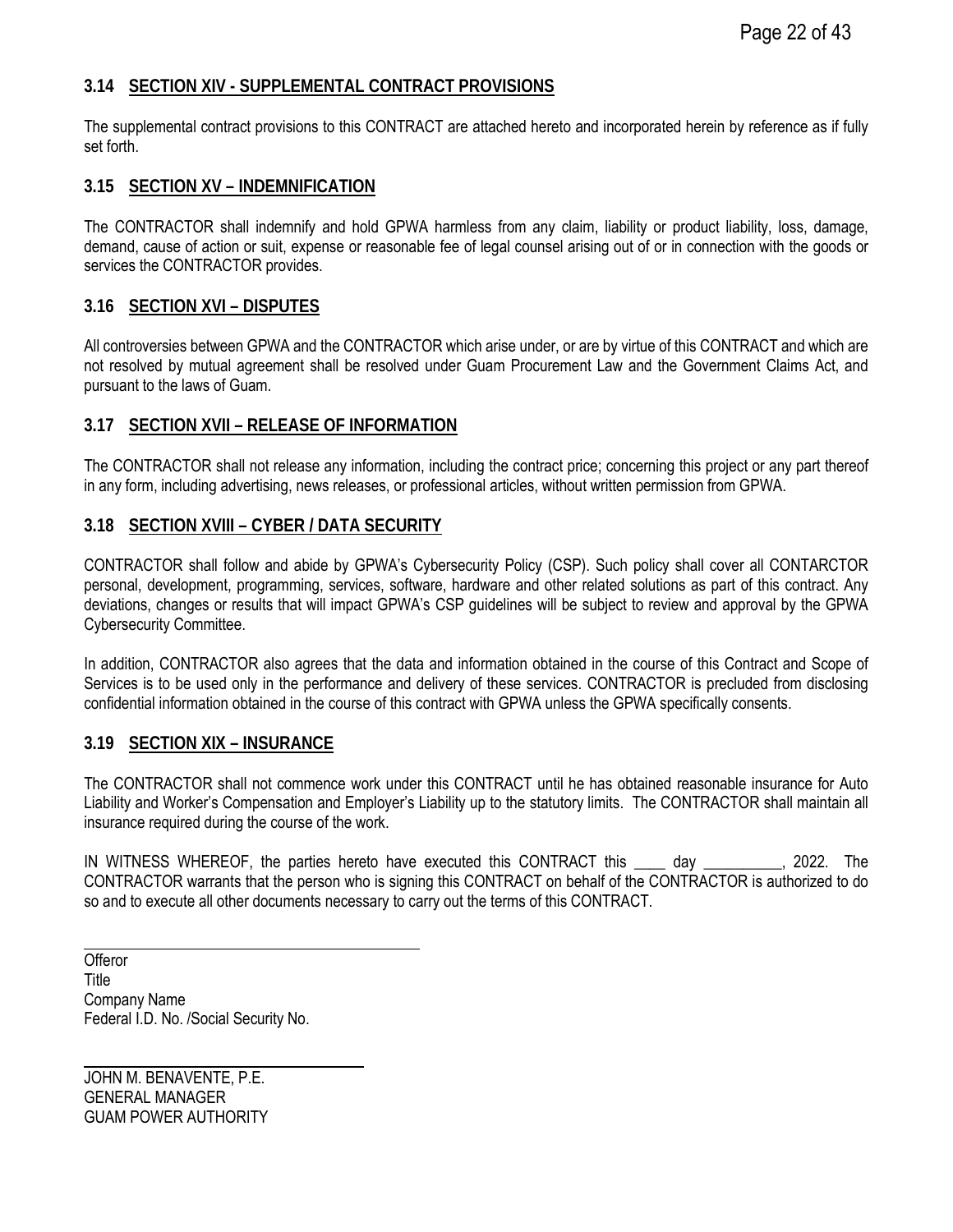### 3.14 SECTION XIV - SUPPLEMENTAL CONTRACT PROVISIONS

The supplemental contract provisions to this CONTRACT are attached hereto and incorporated herein by reference as if fully set forth.

### 3.15 SECTION XV – INDEMNIFICATION

The CONTRACTOR shall indemnify and hold GPWA harmless from any claim, liability or product liability, loss, damage, demand, cause of action or suit, expense or reasonable fee of legal counsel arising out of or in connection with the goods or services the CONTRACTOR provides.

### 3.16 SECTION XVI – DISPUTES

All controversies between GPWA and the CONTRACTOR which arise under, or are by virtue of this CONTRACT and which are not resolved by mutual agreement shall be resolved under Guam Procurement Law and the Government Claims Act, and pursuant to the laws of Guam.

### 3.17 SECTION XVII – RELEASE OF INFORMATION

The CONTRACTOR shall not release any information, including the contract price; concerning this project or any part thereof in any form, including advertising, news releases, or professional articles, without written permission from GPWA.

### 3.18 SECTION XVIII – CYBER / DATA SECURITY

CONTRACTOR shall follow and abide by GPWA's Cybersecurity Policy (CSP). Such policy shall cover all CONTARCTOR personal, development, programming, services, software, hardware and other related solutions as part of this contract. Any deviations, changes or results that will impact GPWA's CSP guidelines will be subject to review and approval by the GPWA Cybersecurity Committee.

In addition, CONTRACTOR also agrees that the data and information obtained in the course of this Contract and Scope of Services is to be used only in the performance and delivery of these services. CONTRACTOR is precluded from disclosing confidential information obtained in the course of this contract with GPWA unless the GPWA specifically consents.

### 3.19 SECTION XIX – INSURANCE

The CONTRACTOR shall not commence work under this CONTRACT until he has obtained reasonable insurance for Auto Liability and Worker's Compensation and Employer's Liability up to the statutory limits. The CONTRACTOR shall maintain all insurance required during the course of the work.

IN WITNESS WHEREOF, the parties hereto have executed this CONTRACT this ____ day __________, 2022. The CONTRACTOR warrants that the person who is signing this CONTRACT on behalf of the CONTRACTOR is authorized to do so and to execute all other documents necessary to carry out the terms of this CONTRACT.

\_\_\_\_\_\_\_\_\_\_\_\_\_\_\_\_\_\_\_\_\_\_\_\_\_\_\_\_\_\_\_\_\_\_\_\_\_\_\_\_

Offeror
Title
Company Name
Federal I.D. No. /Social Security No.

\_\_\_\_\_\_\_\_\_\_\_\_\_\_\_\_\_\_\_\_\_\_\_\_\_\_\_\_\_\_\_\_\_\_\_\_

JOHN M. BENAVENTE, P.E.
GENERAL MANAGER
GUAM POWER AUTHORITY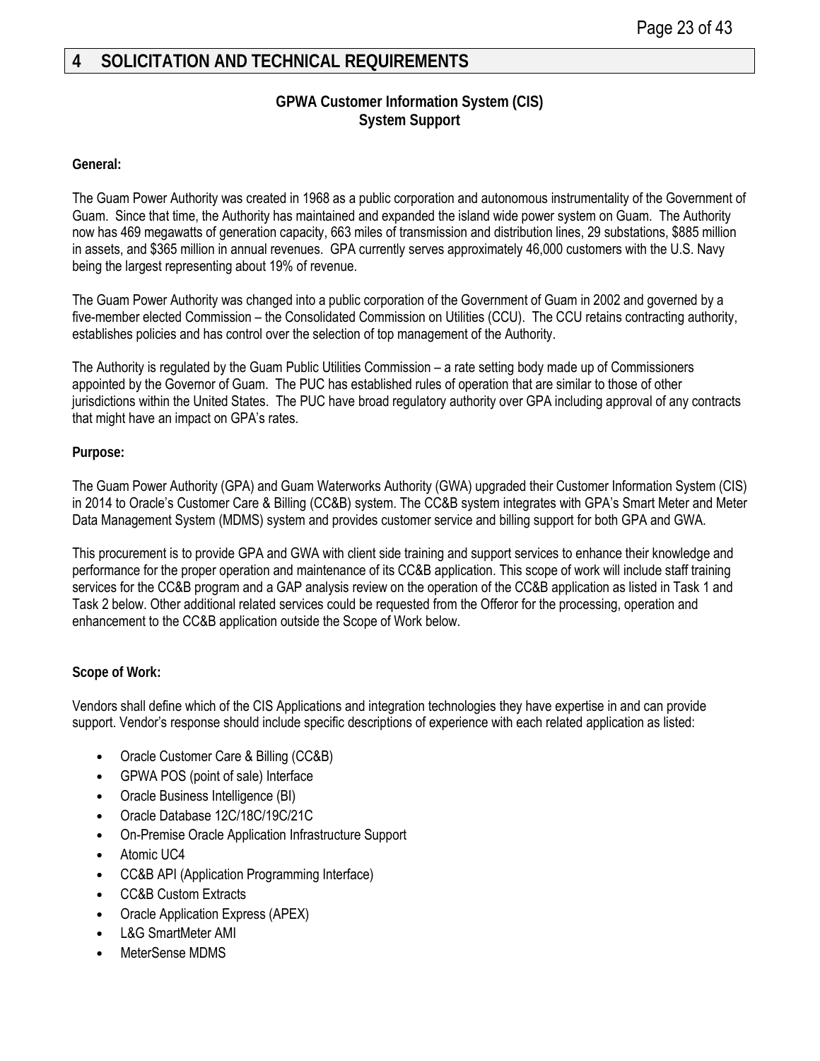# 4 SOLICITATION AND TECHNICAL REQUIREMENTS

**GPWA Customer Information System (CIS)**
**System Support**

**General:**

The Guam Power Authority was created in 1968 as a public corporation and autonomous instrumentality of the Government of Guam. Since that time, the Authority has maintained and expanded the island wide power system on Guam. The Authority now has 469 megawatts of generation capacity, 663 miles of transmission and distribution lines, 29 substations, $885 million in assets, and $365 million in annual revenues. GPA currently serves approximately 46,000 customers with the U.S. Navy being the largest representing about 19% of revenue.

The Guam Power Authority was changed into a public corporation of the Government of Guam in 2002 and governed by a five-member elected Commission – the Consolidated Commission on Utilities (CCU). The CCU retains contracting authority, establishes policies and has control over the selection of top management of the Authority.

The Authority is regulated by the Guam Public Utilities Commission – a rate setting body made up of Commissioners appointed by the Governor of Guam. The PUC has established rules of operation that are similar to those of other jurisdictions within the United States. The PUC have broad regulatory authority over GPA including approval of any contracts that might have an impact on GPA's rates.

**Purpose:**

The Guam Power Authority (GPA) and Guam Waterworks Authority (GWA) upgraded their Customer Information System (CIS) in 2014 to Oracle's Customer Care & Billing (CC&B) system. The CC&B system integrates with GPA's Smart Meter and Meter Data Management System (MDMS) system and provides customer service and billing support for both GPA and GWA.

This procurement is to provide GPA and GWA with client side training and support services to enhance their knowledge and performance for the proper operation and maintenance of its CC&B application. This scope of work will include staff training services for the CC&B program and a GAP analysis review on the operation of the CC&B application as listed in Task 1 and Task 2 below. Other additional related services could be requested from the Offeror for the processing, operation and enhancement to the CC&B application outside the Scope of Work below.

**Scope of Work:**

Vendors shall define which of the CIS Applications and integration technologies they have expertise in and can provide support. Vendor's response should include specific descriptions of experience with each related application as listed:

- Oracle Customer Care & Billing (CC&B)
- GPWA POS (point of sale) Interface
- Oracle Business Intelligence (BI)
- Oracle Database 12C/18C/19C/21C
- On-Premise Oracle Application Infrastructure Support
- Atomic UC4
- CC&B API (Application Programming Interface)
- CC&B Custom Extracts
- Oracle Application Express (APEX)
- L&G SmartMeter AMI
- MeterSense MDMS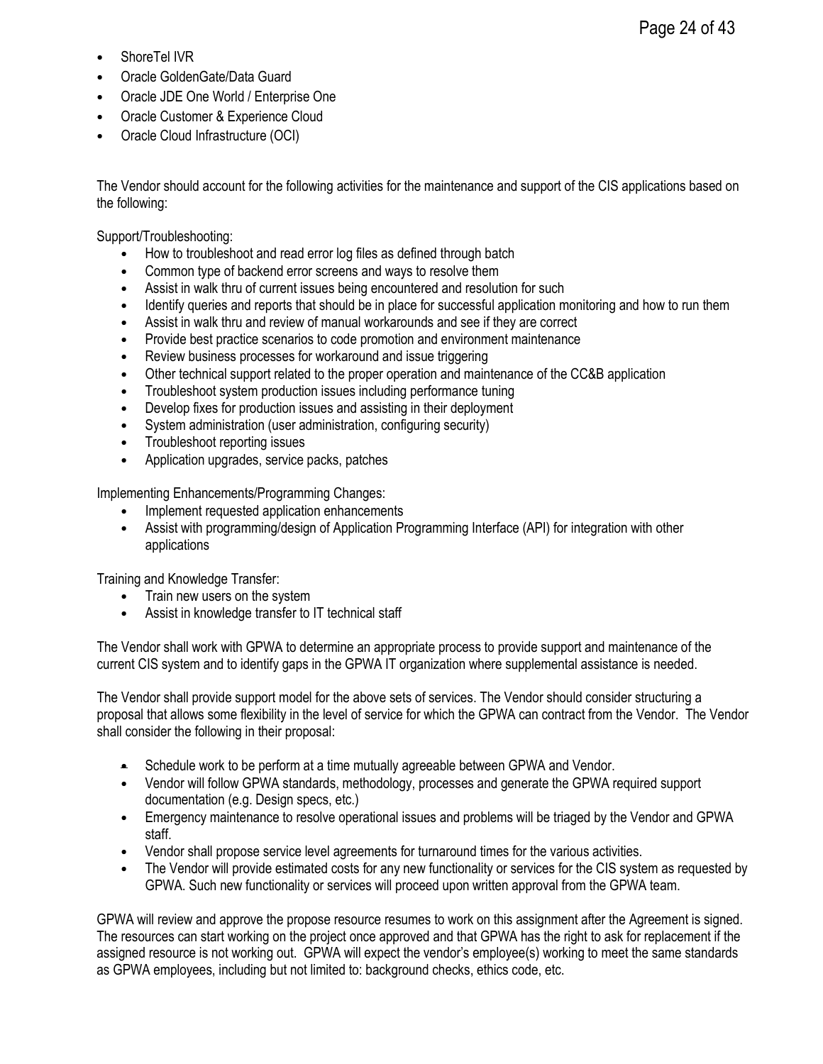- ShoreTel IVR
- Oracle GoldenGate/Data Guard
- Oracle JDE One World / Enterprise One
- Oracle Customer & Experience Cloud
- Oracle Cloud Infrastructure (OCI)

The Vendor should account for the following activities for the maintenance and support of the CIS applications based on the following:

Support/Troubleshooting:

- How to troubleshoot and read error log files as defined through batch
- Common type of backend error screens and ways to resolve them
- Assist in walk thru of current issues being encountered and resolution for such
- Identify queries and reports that should be in place for successful application monitoring and how to run them
- Assist in walk thru and review of manual workarounds and see if they are correct
- Provide best practice scenarios to code promotion and environment maintenance
- Review business processes for workaround and issue triggering
- Other technical support related to the proper operation and maintenance of the CC&B application
- Troubleshoot system production issues including performance tuning
- Develop fixes for production issues and assisting in their deployment
- System administration (user administration, configuring security)
- Troubleshoot reporting issues
- Application upgrades, service packs, patches

Implementing Enhancements/Programming Changes:

- Implement requested application enhancements
- Assist with programming/design of Application Programming Interface (API) for integration with other applications

Training and Knowledge Transfer:

- Train new users on the system
- Assist in knowledge transfer to IT technical staff

The Vendor shall work with GPWA to determine an appropriate process to provide support and maintenance of the current CIS system and to identify gaps in the GPWA IT organization where supplemental assistance is needed.

The Vendor shall provide support model for the above sets of services. The Vendor should consider structuring a proposal that allows some flexibility in the level of service for which the GPWA can contract from the Vendor. The Vendor shall consider the following in their proposal:

- Schedule work to be perform at a time mutually agreeable between GPWA and Vendor.
- Vendor will follow GPWA standards, methodology, processes and generate the GPWA required support documentation (e.g. Design specs, etc.)
- Emergency maintenance to resolve operational issues and problems will be triaged by the Vendor and GPWA staff.
- Vendor shall propose service level agreements for turnaround times for the various activities.
- The Vendor will provide estimated costs for any new functionality or services for the CIS system as requested by GPWA. Such new functionality or services will proceed upon written approval from the GPWA team.

GPWA will review and approve the propose resource resumes to work on this assignment after the Agreement is signed. The resources can start working on the project once approved and that GPWA has the right to ask for replacement if the assigned resource is not working out. GPWA will expect the vendor's employee(s) working to meet the same standards as GPWA employees, including but not limited to: background checks, ethics code, etc.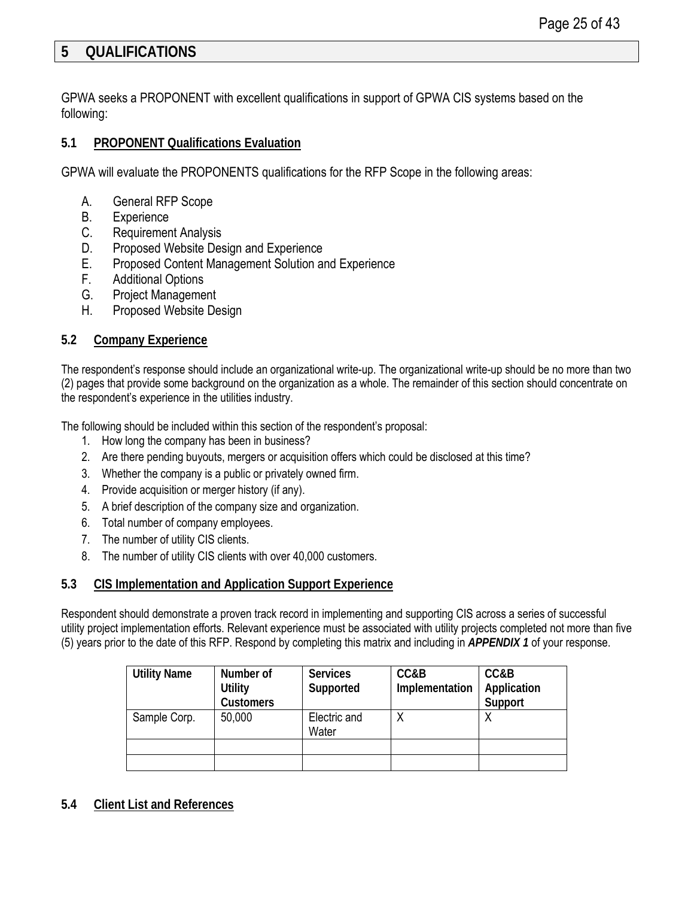# 5 QUALIFICATIONS

GPWA seeks a PROPONENT with excellent qualifications in support of GPWA CIS systems based on the following:

## 5.1 PROPONENT Qualifications Evaluation

GPWA will evaluate the PROPONENTS qualifications for the RFP Scope in the following areas:

A. General RFP Scope
B. Experience
C. Requirement Analysis
D. Proposed Website Design and Experience
E. Proposed Content Management Solution and Experience
F. Additional Options
G. Project Management
H. Proposed Website Design

## 5.2 Company Experience

The respondent's response should include an organizational write-up. The organizational write-up should be no more than two (2) pages that provide some background on the organization as a whole. The remainder of this section should concentrate on the respondent's experience in the utilities industry.

The following should be included within this section of the respondent's proposal:

1. How long the company has been in business?
2. Are there pending buyouts, mergers or acquisition offers which could be disclosed at this time?
3. Whether the company is a public or privately owned firm.
4. Provide acquisition or merger history (if any).
5. A brief description of the company size and organization.
6. Total number of company employees.
7. The number of utility CIS clients.
8. The number of utility CIS clients with over 40,000 customers.

## 5.3 CIS Implementation and Application Support Experience

Respondent should demonstrate a proven track record in implementing and supporting CIS across a series of successful utility project implementation efforts. Relevant experience must be associated with utility projects completed not more than five (5) years prior to the date of this RFP. Respond by completing this matrix and including in ***APPENDIX 1*** of your response.

| Utility Name | Number of Utility Customers | Services Supported | CC&B Implementation | CC&B Application Support |
|---|---|---|---|---|
| Sample Corp. | 50,000 | Electric and Water | X | X |
| | | | | |
| | | | | |

## 5.4 Client List and References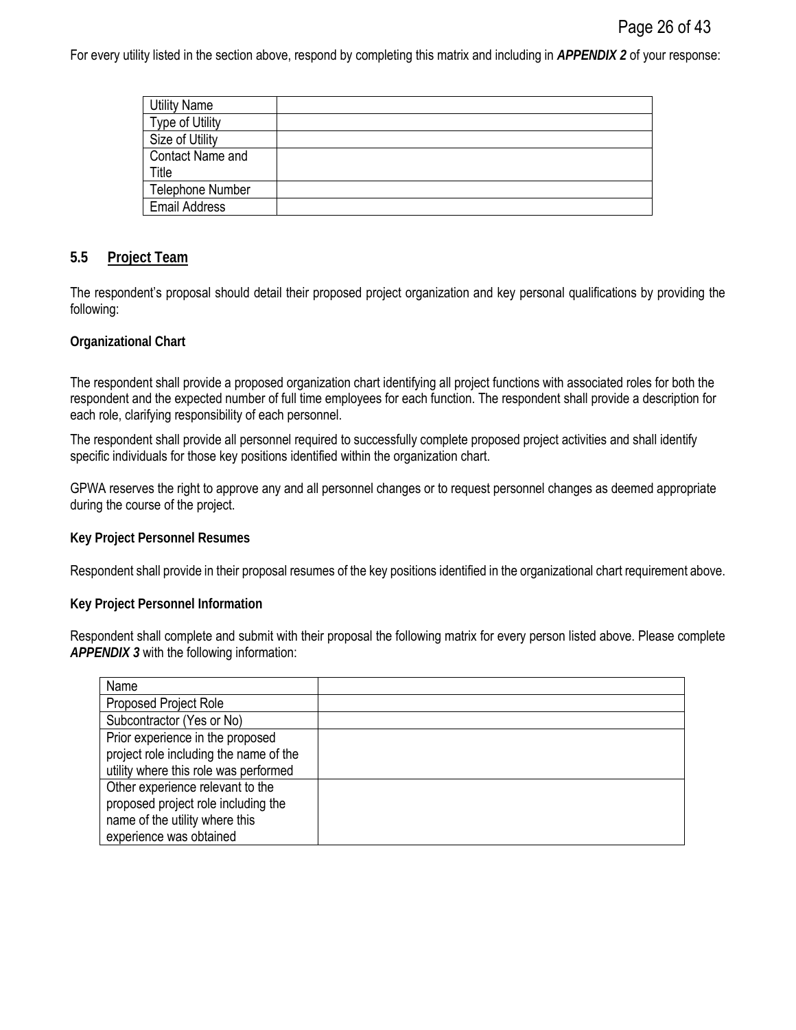For every utility listed in the section above, respond by completing this matrix and including in ***APPENDIX 2*** of your response:

| Utility Name | |
|---|---|
| Type of Utility | |
| Size of Utility | |
| Contact Name and Title | |
| Telephone Number | |
| Email Address | |

## 5.5 Project Team

The respondent's proposal should detail their proposed project organization and key personal qualifications by providing the following:

**Organizational Chart**

The respondent shall provide a proposed organization chart identifying all project functions with associated roles for both the respondent and the expected number of full time employees for each function. The respondent shall provide a description for each role, clarifying responsibility of each personnel.

The respondent shall provide all personnel required to successfully complete proposed project activities and shall identify specific individuals for those key positions identified within the organization chart.

GPWA reserves the right to approve any and all personnel changes or to request personnel changes as deemed appropriate during the course of the project.

**Key Project Personnel Resumes**

Respondent shall provide in their proposal resumes of the key positions identified in the organizational chart requirement above.

**Key Project Personnel Information**

Respondent shall complete and submit with their proposal the following matrix for every person listed above. Please complete ***APPENDIX 3*** with the following information:

| Name | |
|---|---|
| Proposed Project Role | |
| Subcontractor (Yes or No) | |
| Prior experience in the proposed project role including the name of the utility where this role was performed | |
| Other experience relevant to the proposed project role including the name of the utility where this experience was obtained | |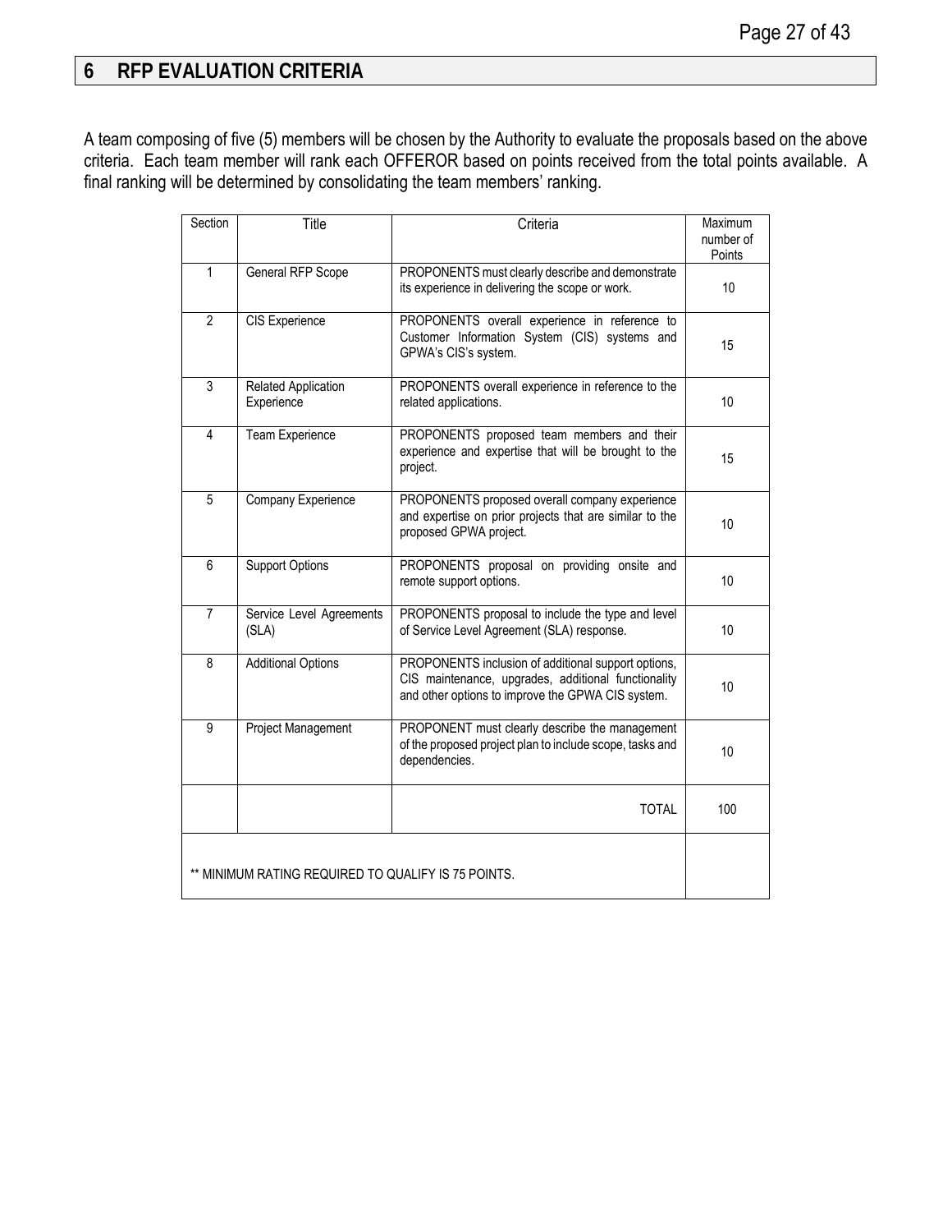# 6 RFP EVALUATION CRITERIA

A team composing of five (5) members will be chosen by the Authority to evaluate the proposals based on the above criteria. Each team member will rank each OFFEROR based on points received from the total points available. A final ranking will be determined by consolidating the team members' ranking.

| Section | Title | Criteria | Maximum number of Points |
|---|---|---|---|
| 1 | General RFP Scope | PROPONENTS must clearly describe and demonstrate its experience in delivering the scope or work. | 10 |
| 2 | CIS Experience | PROPONENTS overall experience in reference to Customer Information System (CIS) systems and GPWA's CIS's system. | 15 |
| 3 | Related Application Experience | PROPONENTS overall experience in reference to the related applications. | 10 |
| 4 | Team Experience | PROPONENTS proposed team members and their experience and expertise that will be brought to the project. | 15 |
| 5 | Company Experience | PROPONENTS proposed overall company experience and expertise on prior projects that are similar to the proposed GPWA project. | 10 |
| 6 | Support Options | PROPONENTS proposal on providing onsite and remote support options. | 10 |
| 7 | Service Level Agreements (SLA) | PROPONENTS proposal to include the type and level of Service Level Agreement (SLA) response. | 10 |
| 8 | Additional Options | PROPONENTS inclusion of additional support options, CIS maintenance, upgrades, additional functionality and other options to improve the GPWA CIS system. | 10 |
| 9 | Project Management | PROPONENT must clearly describe the management of the proposed project plan to include scope, tasks and dependencies. | 10 |
| | | TOTAL | 100 |
| ** MINIMUM RATING REQUIRED TO QUALIFY IS 75 POINTS. | | | |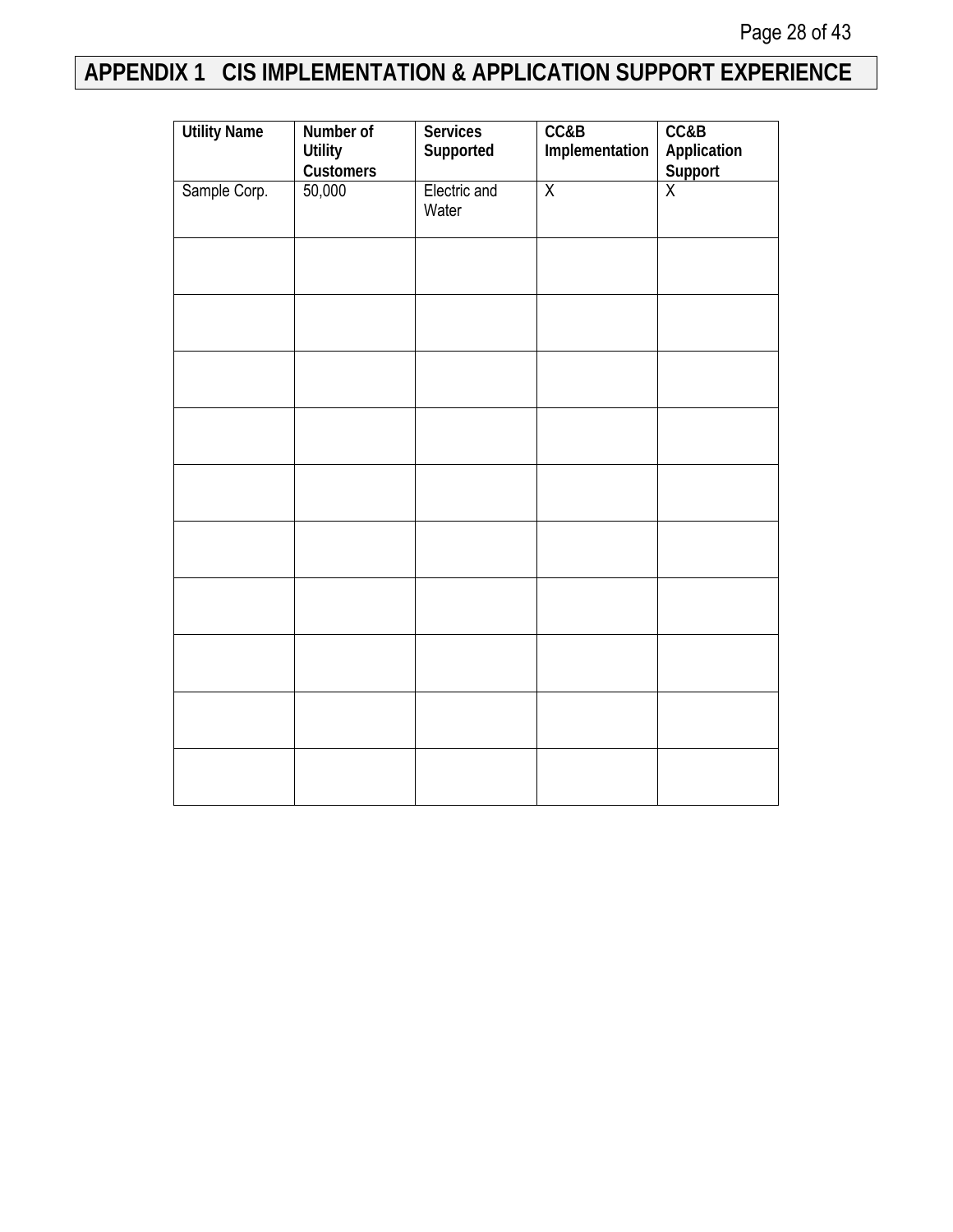# APPENDIX 1 CIS IMPLEMENTATION & APPLICATION SUPPORT EXPERIENCE

| Utility Name | Number of Utility Customers | Services Supported | CC&B Implementation | CC&B Application Support |
|---|---|---|---|---|
| Sample Corp. | 50,000 | Electric and Water | X | X |
| | | | | |
| | | | | |
| | | | | |
| | | | | |
| | | | | |
| | | | | |
| | | | | |
| | | | | |
| | | | | |
| | | | | |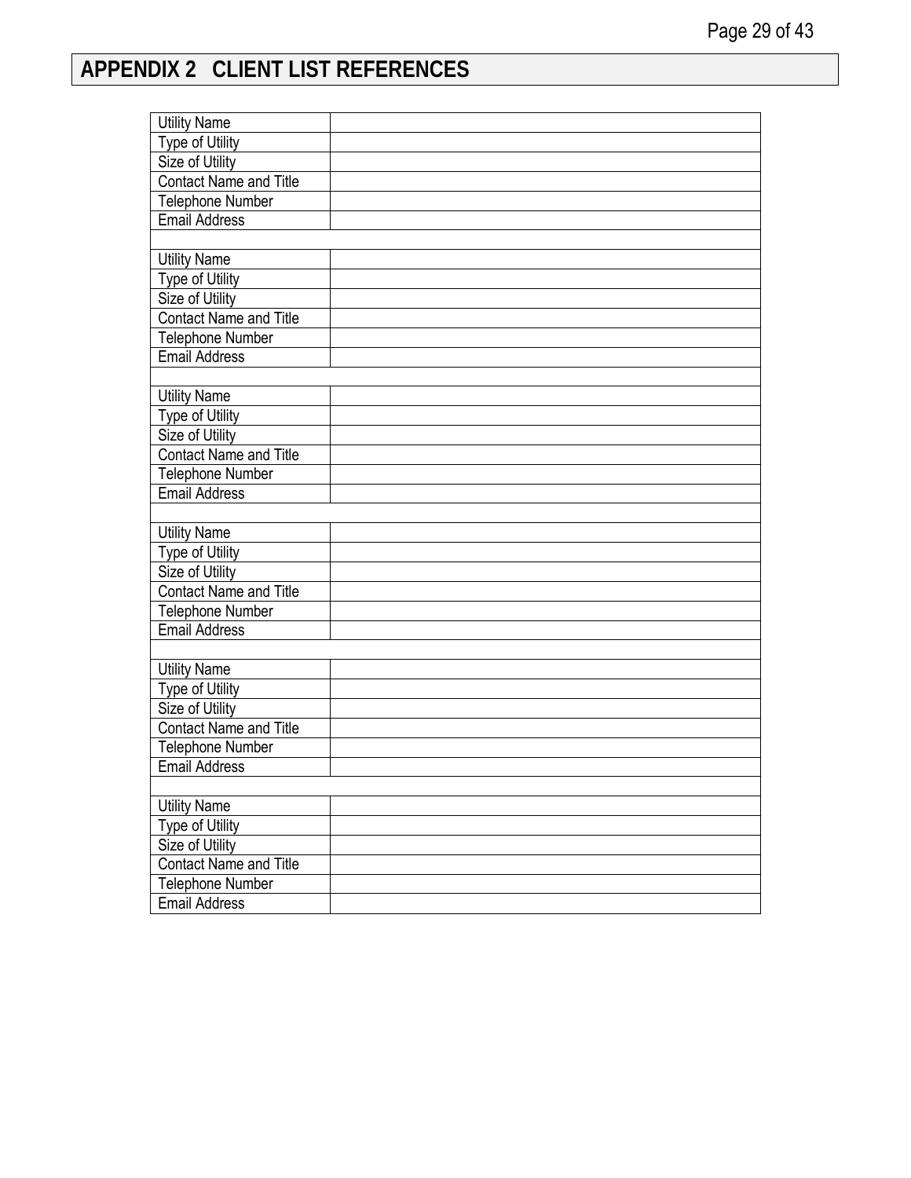# APPENDIX 2 CLIENT LIST REFERENCES

| | |
|---|---|
| Utility Name | |
| Type of Utility | |
| Size of Utility | |
| Contact Name and Title | |
| Telephone Number | |
| Email Address | |
| | |
| Utility Name | |
| Type of Utility | |
| Size of Utility | |
| Contact Name and Title | |
| Telephone Number | |
| Email Address | |
| | |
| Utility Name | |
| Type of Utility | |
| Size of Utility | |
| Contact Name and Title | |
| Telephone Number | |
| Email Address | |
| | |
| Utility Name | |
| Type of Utility | |
| Size of Utility | |
| Contact Name and Title | |
| Telephone Number | |
| Email Address | |
| | |
| Utility Name | |
| Type of Utility | |
| Size of Utility | |
| Contact Name and Title | |
| Telephone Number | |
| Email Address | |
| | |
| Utility Name | |
| Type of Utility | |
| Size of Utility | |
| Contact Name and Title | |
| Telephone Number | |
| Email Address | |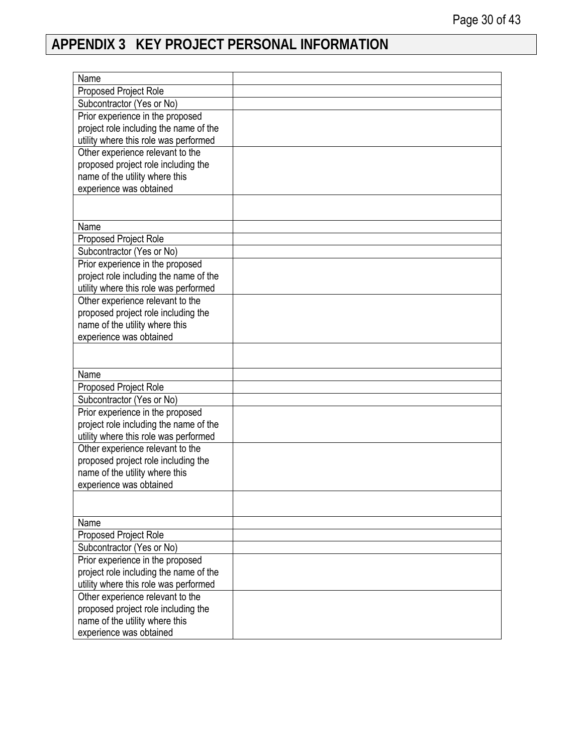## APPENDIX 3 KEY PROJECT PERSONAL INFORMATION

| | |
|---|---|
| Name | |
| Proposed Project Role | |
| Subcontractor (Yes or No) | |
| Prior experience in the proposed project role including the name of the utility where this role was performed | |
| Other experience relevant to the proposed project role including the name of the utility where this experience was obtained | |
| | |
| Name | |
| Proposed Project Role | |
| Subcontractor (Yes or No) | |
| Prior experience in the proposed project role including the name of the utility where this role was performed | |
| Other experience relevant to the proposed project role including the name of the utility where this experience was obtained | |
| | |
| Name | |
| Proposed Project Role | |
| Subcontractor (Yes or No) | |
| Prior experience in the proposed project role including the name of the utility where this role was performed | |
| Other experience relevant to the proposed project role including the name of the utility where this experience was obtained | |
| | |
| Name | |
| Proposed Project Role | |
| Subcontractor (Yes or No) | |
| Prior experience in the proposed project role including the name of the utility where this role was performed | |
| Other experience relevant to the proposed project role including the name of the utility where this experience was obtained | |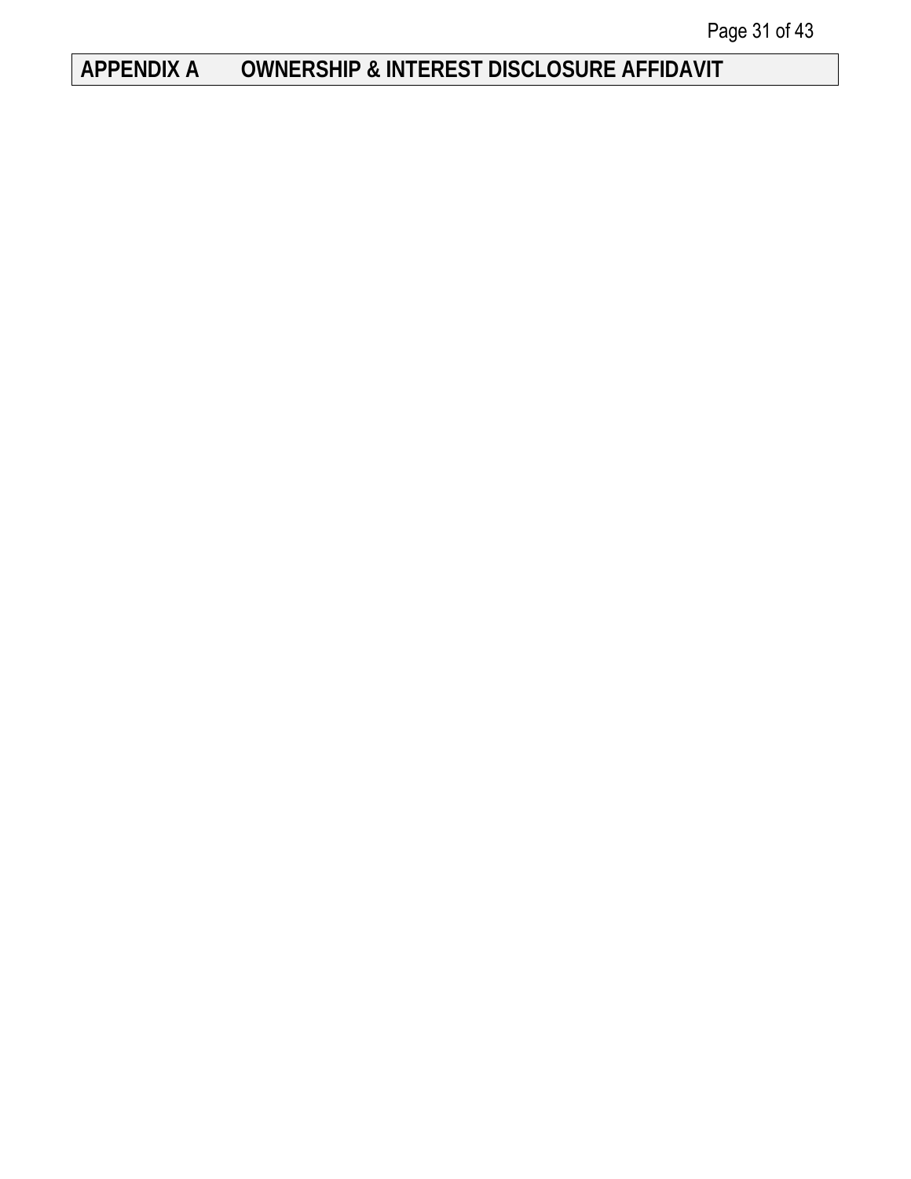## APPENDIX A OWNERSHIP & INTEREST DISCLOSURE AFFIDAVIT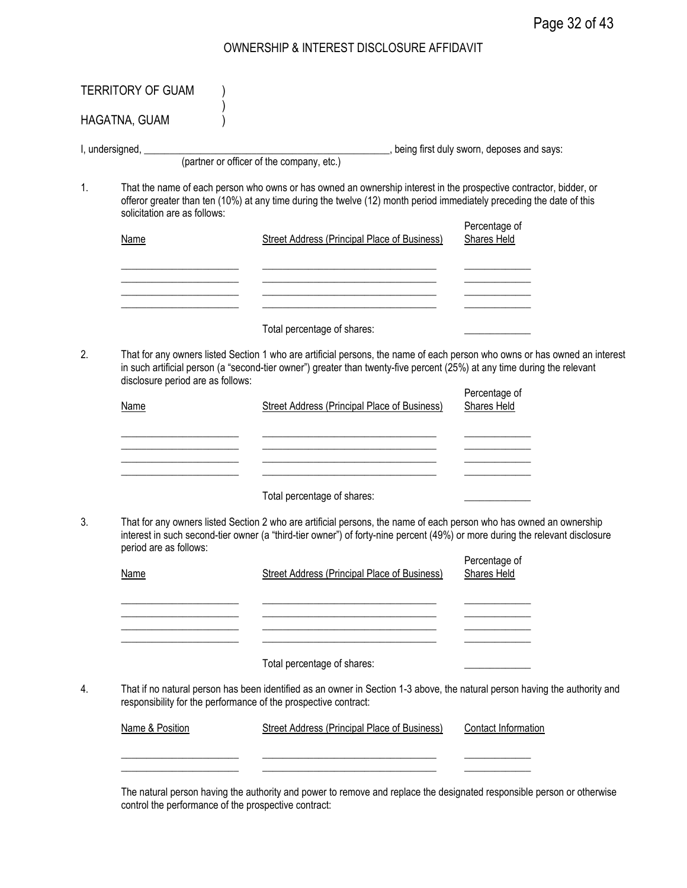# OWNERSHIP & INTEREST DISCLOSURE AFFIDAVIT

TERRITORY OF GUAM )
)
HAGATNA, GUAM )

I, undersigned, __________________________________________________, being first duly sworn, deposes and says:
(partner or officer of the company, etc.)

1. That the name of each person who owns or has owned an ownership interest in the prospective contractor, bidder, or offeror greater than ten (10%) at any time during the twelve (12) month period immediately preceding the date of this solicitation are as follows:

| Name | Street Address (Principal Place of Business) | Percentage of Shares Held |
|---|---|---|
| | | |
| | | |
| | | |
| | | |
| | Total percentage of shares: | |

2. That for any owners listed Section 1 who are artificial persons, the name of each person who owns or has owned an interest in such artificial person (a "second-tier owner") greater than twenty-five percent (25%) at any time during the relevant disclosure period are as follows:

| Name | Street Address (Principal Place of Business) | Percentage of Shares Held |
|---|---|---|
| | | |
| | | |
| | | |
| | | |
| | Total percentage of shares: | |

3. That for any owners listed Section 2 who are artificial persons, the name of each person who has owned an ownership interest in such second-tier owner (a "third-tier owner") of forty-nine percent (49%) or more during the relevant disclosure period are as follows:

| Name | Street Address (Principal Place of Business) | Percentage of Shares Held |
|---|---|---|
| | | |
| | | |
| | | |
| | | |
| | Total percentage of shares: | |

4. That if no natural person has been identified as an owner in Section 1-3 above, the natural person having the authority and responsibility for the performance of the prospective contract:

| Name & Position | Street Address (Principal Place of Business) | Contact Information |
|---|---|---|
| | | |
| | | |

The natural person having the authority and power to remove and replace the designated responsible person or otherwise control the performance of the prospective contract: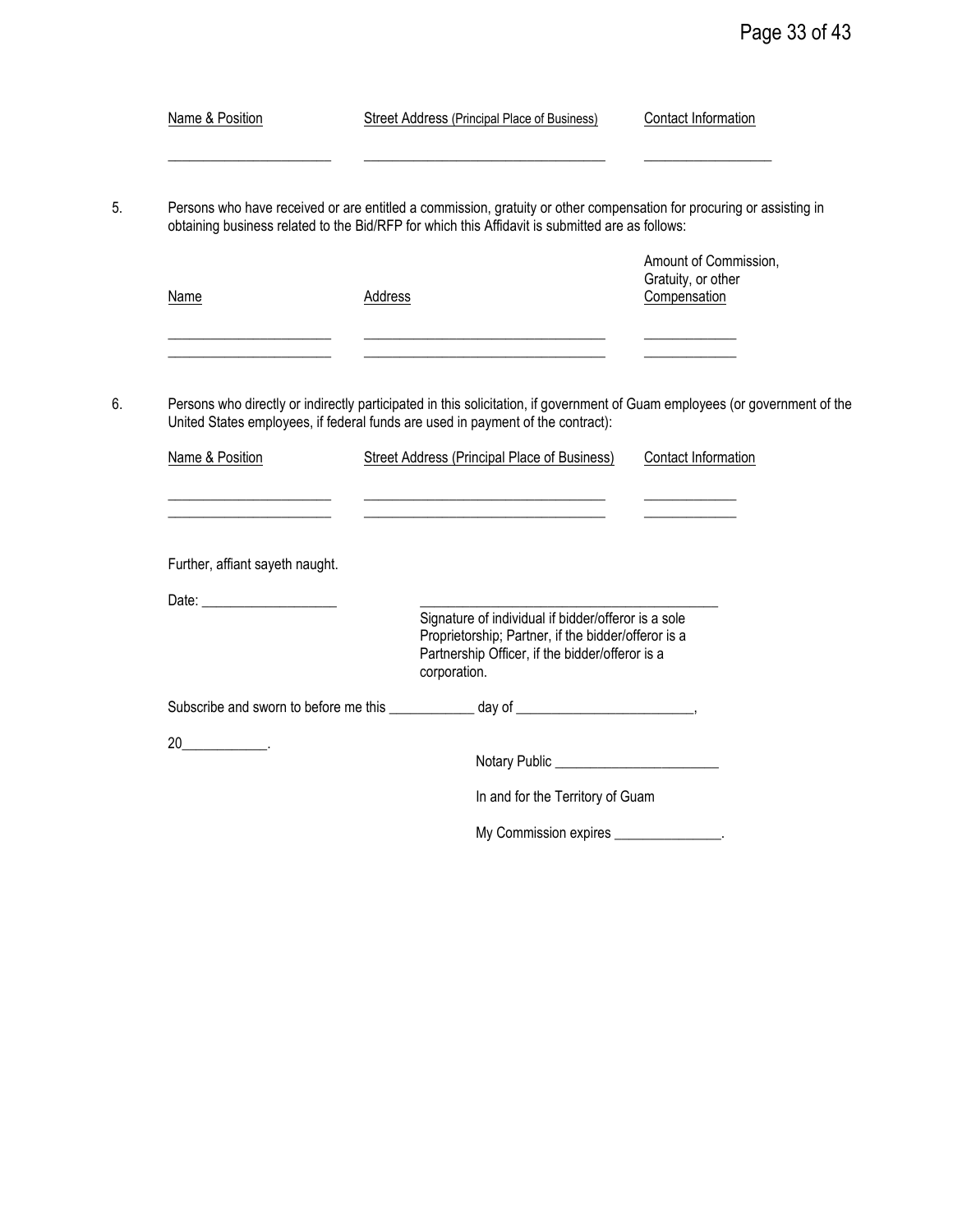| Name & Position | Street Address (Principal Place of Business) | Contact Information |
| --- | --- | --- |
| ______________________ | ________________________________ | _________________ |

5. Persons who have received or are entitled a commission, gratuity or other compensation for procuring or assisting in obtaining business related to the Bid/RFP for which this Affidavit is submitted are as follows:

| Name | Address | Amount of Commission, Gratuity, or other Compensation |
| --- | --- | --- |
| ______________________ | ________________________________ | ____________ |
| ______________________ | ________________________________ | ____________ |

6. Persons who directly or indirectly participated in this solicitation, if government of Guam employees (or government of the United States employees, if federal funds are used in payment of the contract):

| Name & Position | Street Address (Principal Place of Business) | Contact Information |
| --- | --- | --- |
| ______________________ | ________________________________ | ____________ |
| ______________________ | ________________________________ | ____________ |

Further, affiant sayeth naught.

Date: __________________

________________________________________
Signature of individual if bidder/offeror is a sole Proprietorship; Partner, if the bidder/offeror is a Partnership Officer, if the bidder/offeror is a corporation.

Subscribe and sworn to before me this ___________ day of _______________________,

20___________.

Notary Public ______________________

In and for the Territory of Guam

My Commission expires ______________.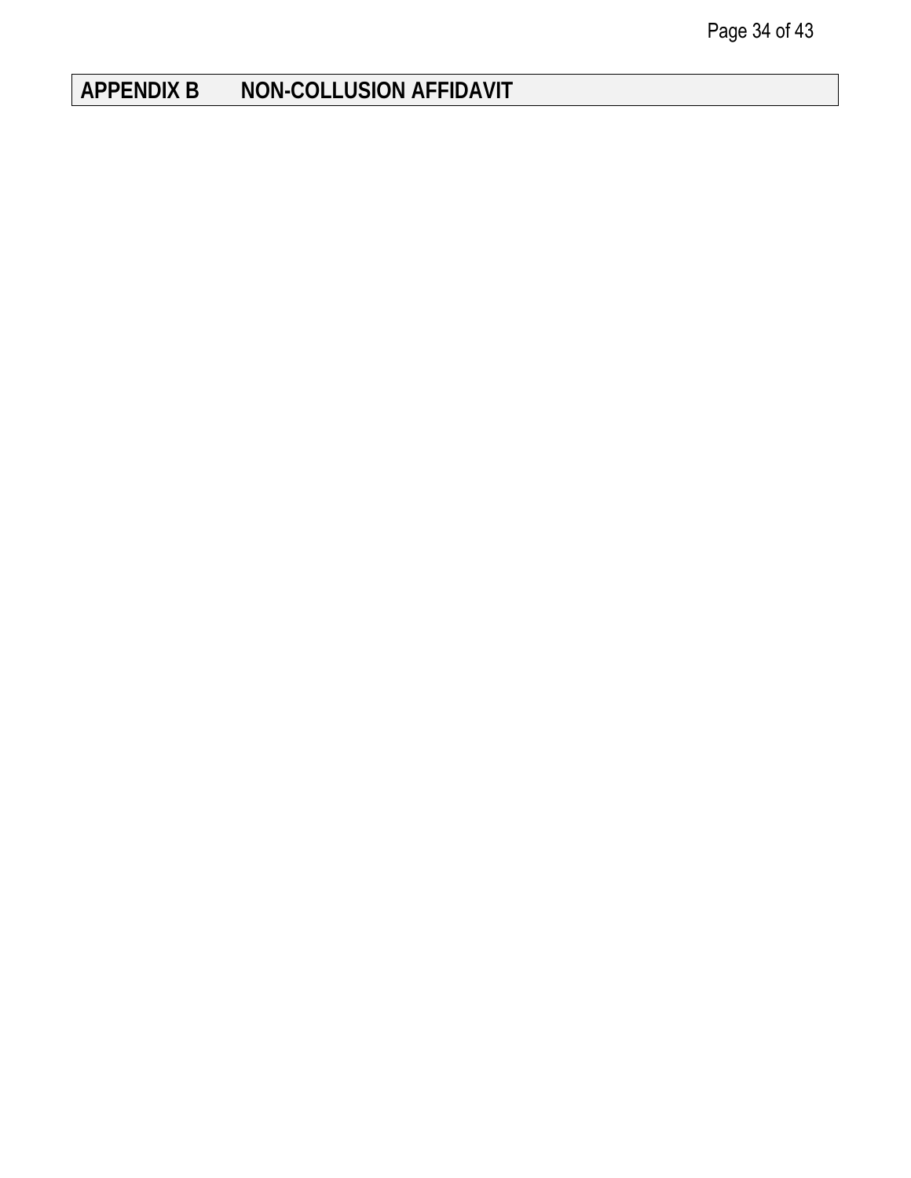# APPENDIX B NON-COLLUSION AFFIDAVIT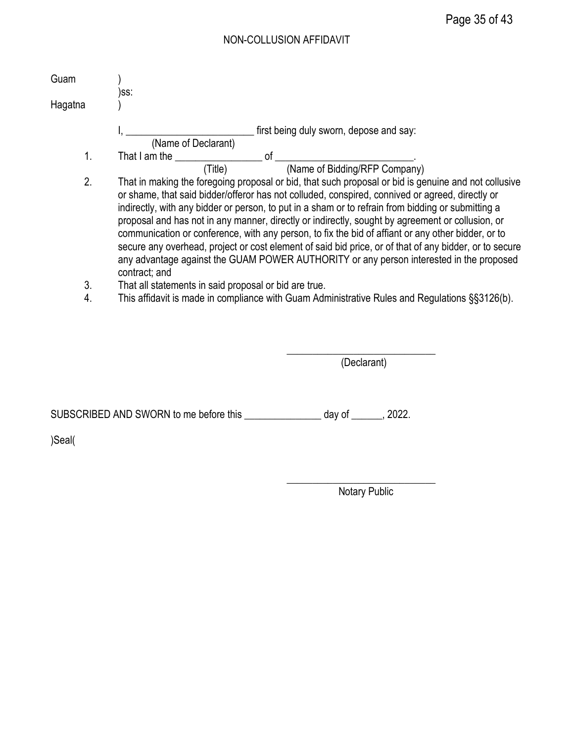# NON-COLLUSION AFFIDAVIT

Guam )
)ss:
Hagatna )

I, _________________________ first being duly sworn, depose and say:
(Name of Declarant)

1. That I am the _________________ of ___________________________.
   (Title) (Name of Bidding/RFP Company)
2. That in making the foregoing proposal or bid, that such proposal or bid is genuine and not collusive or shame, that said bidder/offeror has not colluded, conspired, connived or agreed, directly or indirectly, with any bidder or person, to put in a sham or to refrain from bidding or submitting a proposal and has not in any manner, directly or indirectly, sought by agreement or collusion, or communication or conference, with any person, to fix the bid of affiant or any other bidder, or to secure any overhead, project or cost element of said bid price, or of that of any bidder, or to secure any advantage against the GUAM POWER AUTHORITY or any person interested in the proposed contract; and
3. That all statements in said proposal or bid are true.
4. This affidavit is made in compliance with Guam Administrative Rules and Regulations §§3126(b).

_____________________________
(Declarant)

SUBSCRIBED AND SWORN to me before this _______________ day of ______, 2022.

)Seal(

_____________________________
Notary Public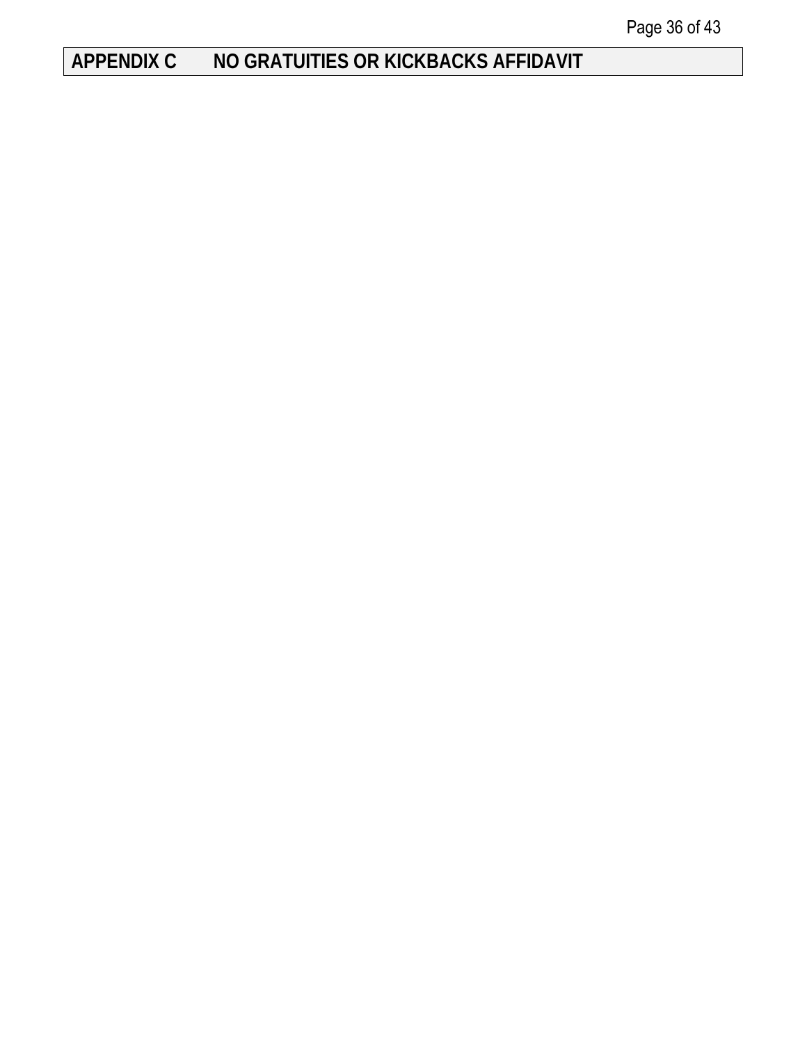# APPENDIX C NO GRATUITIES OR KICKBACKS AFFIDAVIT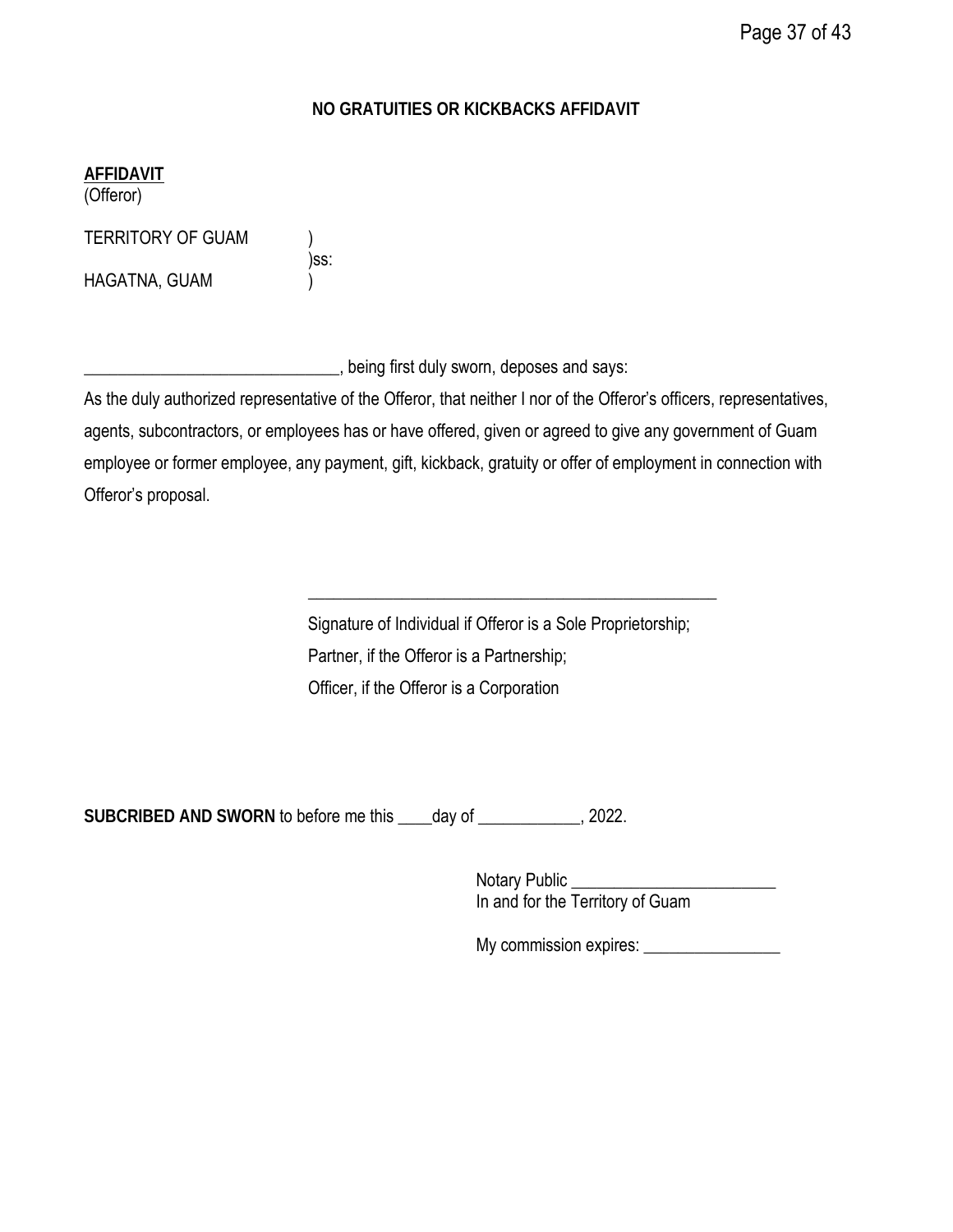## NO GRATUITIES OR KICKBACKS AFFIDAVIT

**AFFIDAVIT**
(Offeror)

TERRITORY OF GUAM )
)ss:
HAGATNA, GUAM )

______________________________, being first duly sworn, deposes and says:

As the duly authorized representative of the Offeror, that neither I nor of the Offeror's officers, representatives, agents, subcontractors, or employees has or have offered, given or agreed to give any government of Guam employee or former employee, any payment, gift, kickback, gratuity or offer of employment in connection with Offeror's proposal.

_________________________________________________

Signature of Individual if Offeror is a Sole Proprietorship;
Partner, if the Offeror is a Partnership;
Officer, if the Offeror is a Corporation

**SUBCRIBED AND SWORN** to before me this ____day of ____________, 2022.

Notary Public ________________________
In and for the Territory of Guam

My commission expires: ________________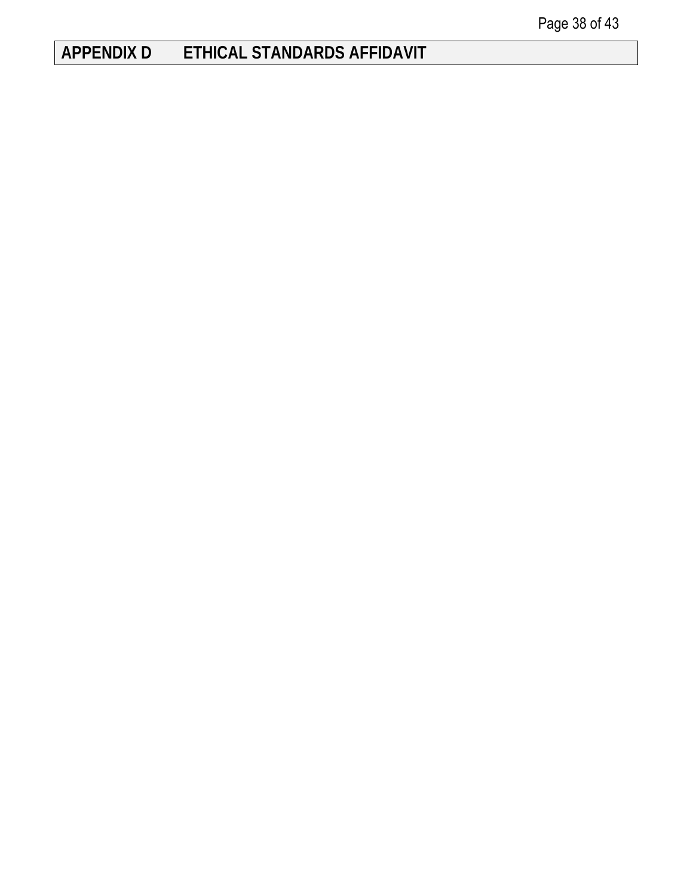# APPENDIX D ETHICAL STANDARDS AFFIDAVIT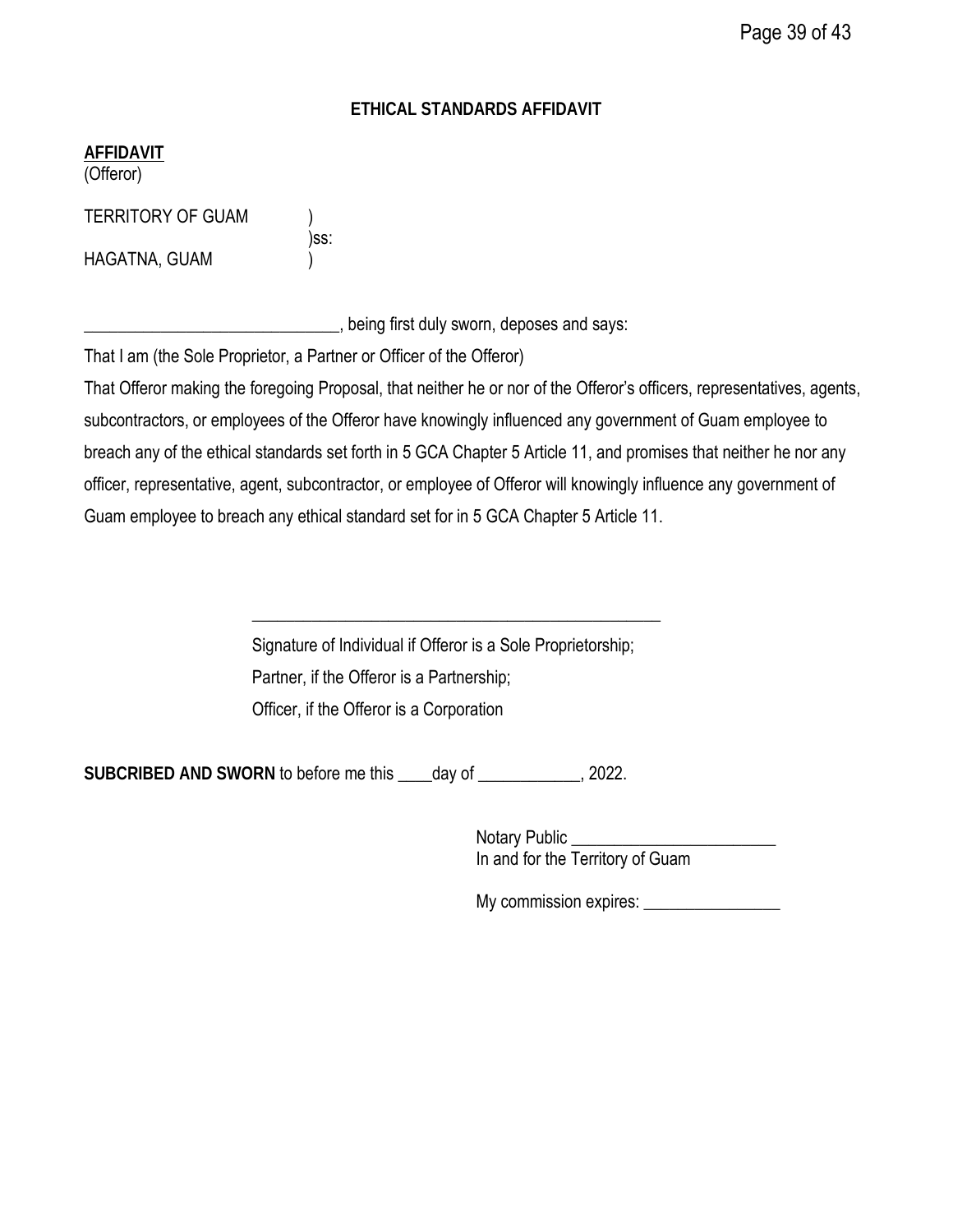## ETHICAL STANDARDS AFFIDAVIT

**AFFIDAVIT**
(Offeror)

TERRITORY OF GUAM )
)ss:
HAGATNA, GUAM )

______________________________, being first duly sworn, deposes and says:

That I am (the Sole Proprietor, a Partner or Officer of the Offeror)

That Offeror making the foregoing Proposal, that neither he or nor of the Offeror's officers, representatives, agents, subcontractors, or employees of the Offeror have knowingly influenced any government of Guam employee to breach any of the ethical standards set forth in 5 GCA Chapter 5 Article 11, and promises that neither he nor any officer, representative, agent, subcontractor, or employee of Offeror will knowingly influence any government of Guam employee to breach any ethical standard set for in 5 GCA Chapter 5 Article 11.

__________________________________________________

Signature of Individual if Offeror is a Sole Proprietorship;
Partner, if the Offeror is a Partnership;
Officer, if the Offeror is a Corporation

**SUBCRIBED AND SWORN** to before me this ____day of ____________, 2022.

Notary Public ________________________
In and for the Territory of Guam

My commission expires: ________________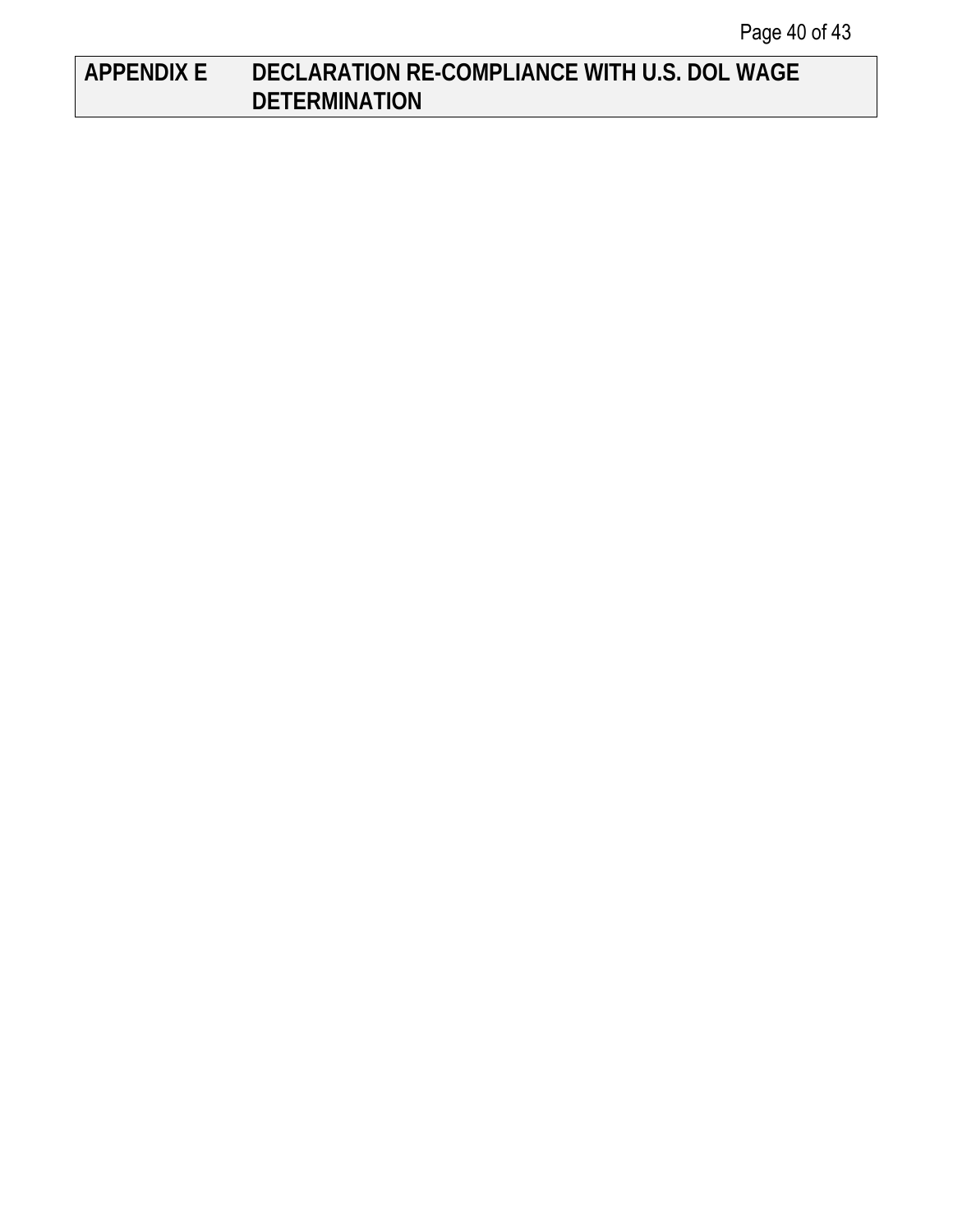# APPENDIX E DECLARATION RE-COMPLIANCE WITH U.S. DOL WAGE DETERMINATION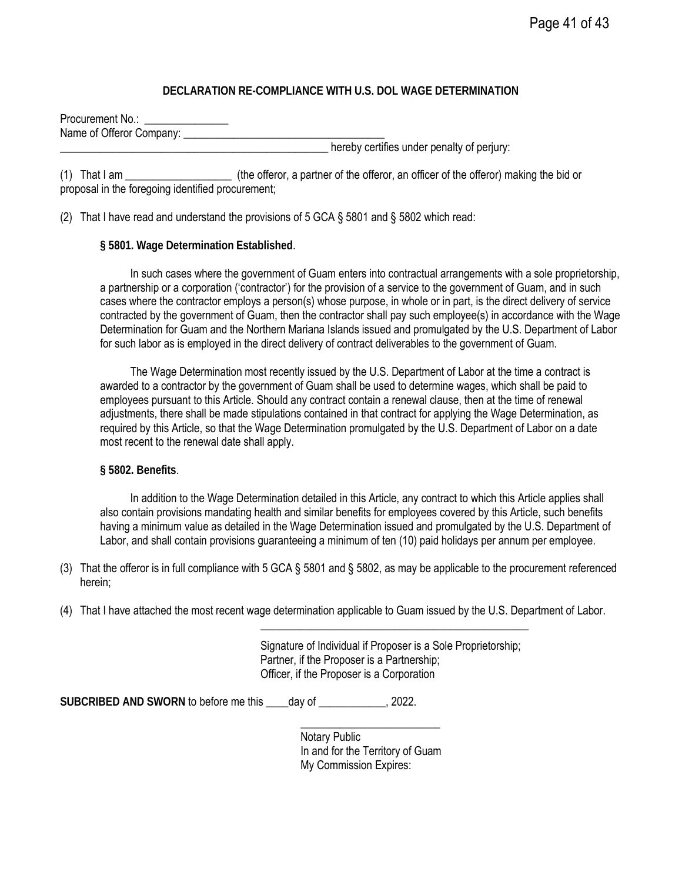## DECLARATION RE-COMPLIANCE WITH U.S. DOL WAGE DETERMINATION

Procurement No.: _______________
Name of Offeror Company: ____________________________________
_________________________________________________ hereby certifies under penalty of perjury:

(1) That I am ___________________ (the offeror, a partner of the offeror, an officer of the offeror) making the bid or proposal in the foregoing identified procurement;

(2) That I have read and understand the provisions of 5 GCA § 5801 and § 5802 which read:

> **§ 5801. Wage Determination Established**.
>
> In such cases where the government of Guam enters into contractual arrangements with a sole proprietorship, a partnership or a corporation ('contractor') for the provision of a service to the government of Guam, and in such cases where the contractor employs a person(s) whose purpose, in whole or in part, is the direct delivery of service contracted by the government of Guam, then the contractor shall pay such employee(s) in accordance with the Wage Determination for Guam and the Northern Mariana Islands issued and promulgated by the U.S. Department of Labor for such labor as is employed in the direct delivery of contract deliverables to the government of Guam.
>
> The Wage Determination most recently issued by the U.S. Department of Labor at the time a contract is awarded to a contractor by the government of Guam shall be used to determine wages, which shall be paid to employees pursuant to this Article. Should any contract contain a renewal clause, then at the time of renewal adjustments, there shall be made stipulations contained in that contract for applying the Wage Determination, as required by this Article, so that the Wage Determination promulgated by the U.S. Department of Labor on a date most recent to the renewal date shall apply.
>
> **§ 5802. Benefits**.
>
> In addition to the Wage Determination detailed in this Article, any contract to which this Article applies shall also contain provisions mandating health and similar benefits for employees covered by this Article, such benefits having a minimum value as detailed in the Wage Determination issued and promulgated by the U.S. Department of Labor, and shall contain provisions guaranteeing a minimum of ten (10) paid holidays per annum per employee.

(3) That the offeror is in full compliance with 5 GCA § 5801 and § 5802, as may be applicable to the procurement referenced herein;

(4) That I have attached the most recent wage determination applicable to Guam issued by the U.S. Department of Labor.

_________________________________________________
Signature of Individual if Proposer is a Sole Proprietorship;
Partner, if the Proposer is a Partnership;
Officer, if the Proposer is a Corporation

**SUBCRIBED AND SWORN** to before me this ____day of ____________, 2022.

_________________________
Notary Public
In and for the Territory of Guam
My Commission Expires: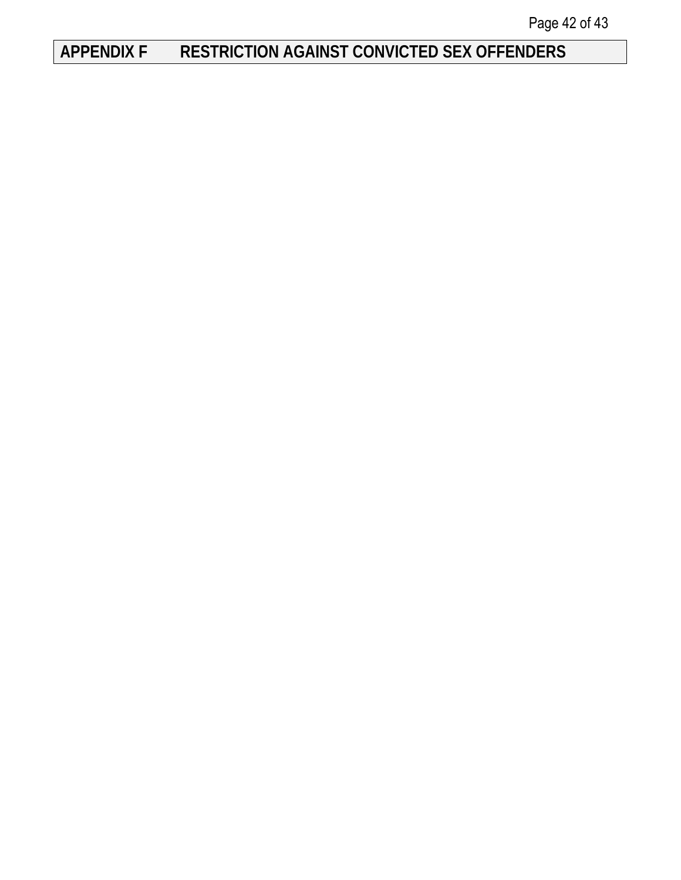# APPENDIX F RESTRICTION AGAINST CONVICTED SEX OFFENDERS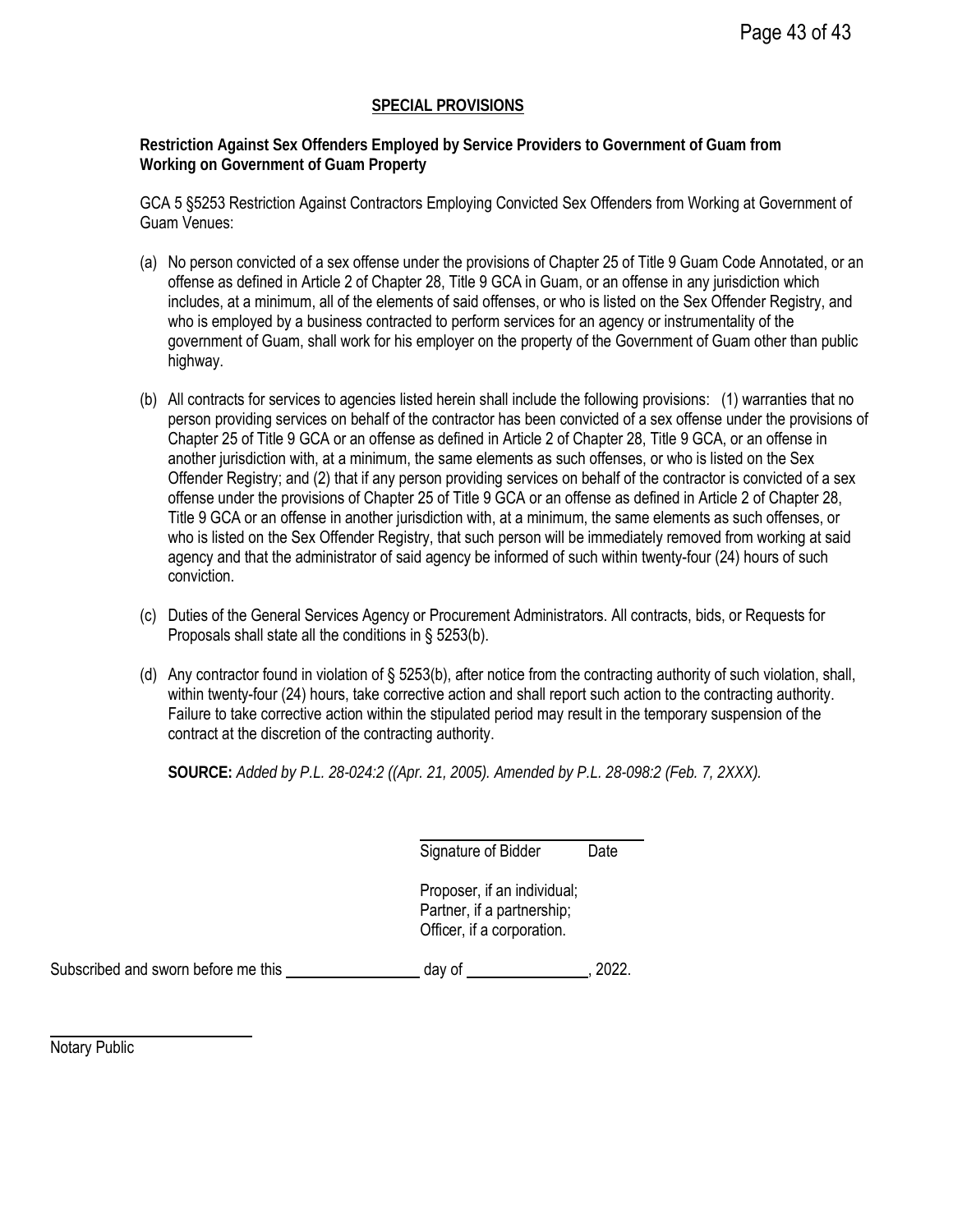## SPECIAL PROVISIONS

**Restriction Against Sex Offenders Employed by Service Providers to Government of Guam from Working on Government of Guam Property**

GCA 5 §5253 Restriction Against Contractors Employing Convicted Sex Offenders from Working at Government of Guam Venues:

(a) No person convicted of a sex offense under the provisions of Chapter 25 of Title 9 Guam Code Annotated, or an offense as defined in Article 2 of Chapter 28, Title 9 GCA in Guam, or an offense in any jurisdiction which includes, at a minimum, all of the elements of said offenses, or who is listed on the Sex Offender Registry, and who is employed by a business contracted to perform services for an agency or instrumentality of the government of Guam, shall work for his employer on the property of the Government of Guam other than public highway.

(b) All contracts for services to agencies listed herein shall include the following provisions: (1) warranties that no person providing services on behalf of the contractor has been convicted of a sex offense under the provisions of Chapter 25 of Title 9 GCA or an offense as defined in Article 2 of Chapter 28, Title 9 GCA, or an offense in another jurisdiction with, at a minimum, the same elements as such offenses, or who is listed on the Sex Offender Registry; and (2) that if any person providing services on behalf of the contractor is convicted of a sex offense under the provisions of Chapter 25 of Title 9 GCA or an offense as defined in Article 2 of Chapter 28, Title 9 GCA or an offense in another jurisdiction with, at a minimum, the same elements as such offenses, or who is listed on the Sex Offender Registry, that such person will be immediately removed from working at said agency and that the administrator of said agency be informed of such within twenty-four (24) hours of such conviction.

(c) Duties of the General Services Agency or Procurement Administrators. All contracts, bids, or Requests for Proposals shall state all the conditions in § 5253(b).

(d) Any contractor found in violation of § 5253(b), after notice from the contracting authority of such violation, shall, within twenty-four (24) hours, take corrective action and shall report such action to the contracting authority. Failure to take corrective action within the stipulated period may result in the temporary suspension of the contract at the discretion of the contracting authority.

**SOURCE:** *Added by P.L. 28-024:2 ((Apr. 21, 2005). Amended by P.L. 28-098:2 (Feb. 7, 2XXX).*

\_\_\_\_\_\_\_\_\_\_\_\_\_\_\_\_\_\_\_\_\_\_\_\_\_\_\_\_
Signature of Bidder        Date

Proposer, if an individual;
Partner, if a partnership;
Officer, if a corporation.

Subscribed and sworn before me this \_\_\_\_\_\_\_\_\_\_\_\_\_\_\_\_ day of \_\_\_\_\_\_\_\_\_\_\_\_\_\_\_, 2022.

\_\_\_\_\_\_\_\_\_\_\_\_\_\_\_\_\_\_\_\_\_\_\_\_\_\_
Notary Public